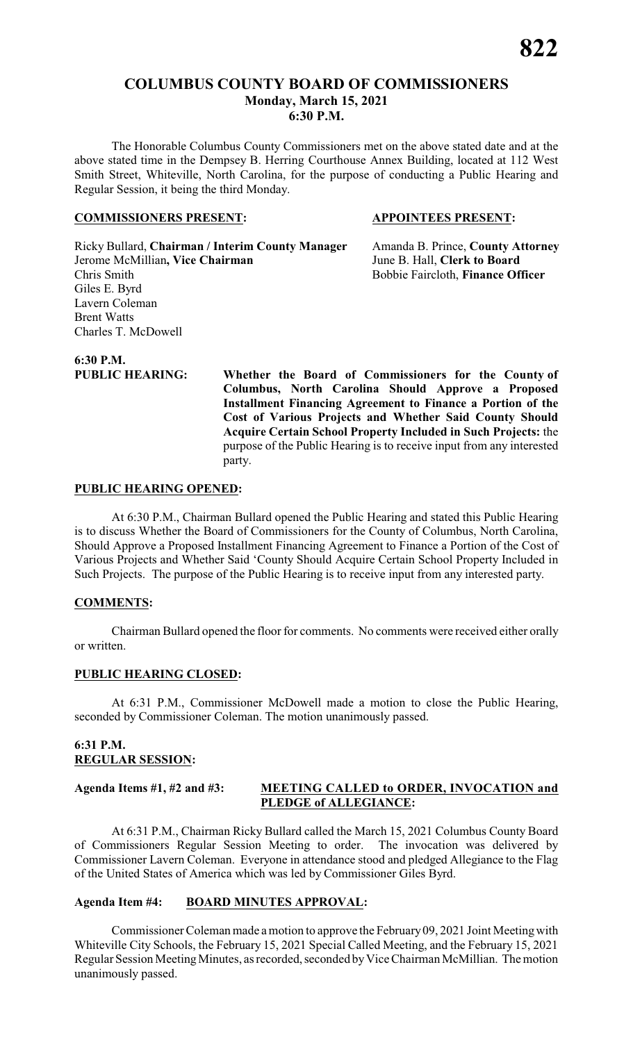# COLUMBUS COUNTY BOARD OF COMMISSIONERS
## Monday, March 15, 2021
## 6:30 P.M.

The Honorable Columbus County Commissioners met on the above stated date and at the above stated time in the Dempsey B. Herring Courthouse Annex Building, located at 112 West Smith Street, Whiteville, North Carolina, for the purpose of conducting a Public Hearing and Regular Session, it being the third Monday.

**COMMISSIONERS PRESENT:**

Ricky Bullard, **Chairman / Interim County Manager**
Jerome McMillian**, Vice Chairman**
Chris Smith
Giles E. Byrd
Lavern Coleman
Brent Watts
Charles T. McDowell

**APPOINTEES PRESENT:**

Amanda B. Prince, **County Attorney**
June B. Hall, **Clerk to Board**
Bobbie Faircloth, **Finance Officer**

**6:30 P.M.**

**PUBLIC HEARING: Whether the Board of Commissioners for the County of Columbus, North Carolina Should Approve a Proposed Installment Financing Agreement to Finance a Portion of the Cost of Various Projects and Whether Said County Should Acquire Certain School Property Included in Such Projects:** the purpose of the Public Hearing is to receive input from any interested party.

**PUBLIC HEARING OPENED:**

At 6:30 P.M., Chairman Bullard opened the Public Hearing and stated this Public Hearing is to discuss Whether the Board of Commissioners for the County of Columbus, North Carolina, Should Approve a Proposed Installment Financing Agreement to Finance a Portion of the Cost of Various Projects and Whether Said 'County Should Acquire Certain School Property Included in Such Projects. The purpose of the Public Hearing is to receive input from any interested party.

**COMMENTS:**

Chairman Bullard opened the floor for comments. No comments were received either orally or written.

**PUBLIC HEARING CLOSED:**

At 6:31 P.M., Commissioner McDowell made a motion to close the Public Hearing, seconded by Commissioner Coleman. The motion unanimously passed.

**6:31 P.M.**
**REGULAR SESSION:**

**Agenda Items #1, #2 and #3: MEETING CALLED to ORDER, INVOCATION and PLEDGE of ALLEGIANCE:**

At 6:31 P.M., Chairman Ricky Bullard called the March 15, 2021 Columbus County Board of Commissioners Regular Session Meeting to order. The invocation was delivered by Commissioner Lavern Coleman. Everyone in attendance stood and pledged Allegiance to the Flag of the United States of America which was led by Commissioner Giles Byrd.

**Agenda Item #4: BOARD MINUTES APPROVAL:**

Commissioner Coleman made a motion to approve the February 09, 2021 Joint Meeting with Whiteville City Schools, the February 15, 2021 Special Called Meeting, and the February 15, 2021 Regular Session Meeting Minutes, as recorded, seconded by Vice Chairman McMillian. The motion unanimously passed.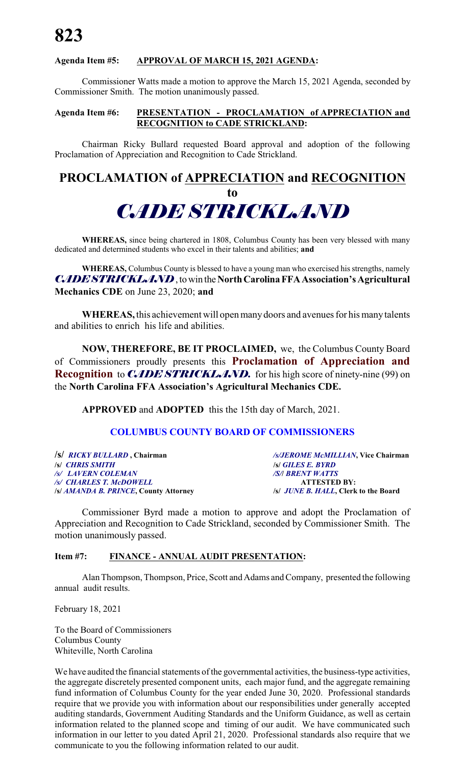**Agenda Item #5: APPROVAL OF MARCH 15, 2021 AGENDA:**

Commissioner Watts made a motion to approve the March 15, 2021 Agenda, seconded by Commissioner Smith. The motion unanimously passed.

**Agenda Item #6: PRESENTATION - PROCLAMATION of APPRECIATION and RECOGNITION to CADE STRICKLAND:**

Chairman Ricky Bullard requested Board approval and adoption of the following Proclamation of Appreciation and Recognition to Cade Strickland.

# PROCLAMATION of APPRECIATION and RECOGNITION

## to

# *CADE STRICKLAND*

**WHEREAS,** since being chartered in 1808, Columbus County has been very blessed with many dedicated and determined students who excel in their talents and abilities; **and**

**WHEREAS,** Columbus County is blessed to have a young man who exercised his strengths, namely ***CADE STRICKLAND***, to win the **North Carolina FFA Association's Agricultural Mechanics CDE** on June 23, 2020; **and**

**WHEREAS,** this achievement will open many doors and avenues for his many talents and abilities to enrich his life and abilities.

**NOW, THEREFORE, BE IT PROCLAIMED,** we, the Columbus County Board of Commissioners proudly presents this **Proclamation of Appreciation and Recognition** to ***CADE STRICKLAND.*** for his high score of ninety-nine (99) on the **North Carolina FFA Association's Agricultural Mechanics CDE.**

**APPROVED** and **ADOPTED** this the 15th day of March, 2021.

**COLUMBUS COUNTY BOARD OF COMMISSIONERS**

**/s/** ***RICKY BULLARD*** **, Chairman** — ***/s/JEROME McMILLIAN*****, Vice Chairman**
**/s/** ***CHRIS SMITH*** — **/s/** ***GILES E. BYRD***
***/s/ LAVERN COLEMAN*** — ***/S/ BRENT WATTS***
***/s/ CHARLES T. McDOWELL*** — **ATTESTED BY:**
**/s/** ***AMANDA B. PRINCE*****, County Attorney** — **/s/** ***JUNE B. HALL*****, Clerk to the Board**

Commissioner Byrd made a motion to approve and adopt the Proclamation of Appreciation and Recognition to Cade Strickland, seconded by Commissioner Smith. The motion unanimously passed.

**Item #7: FINANCE - ANNUAL AUDIT PRESENTATION:**

Alan Thompson, Thompson, Price, Scott and Adams and Company, presented the following annual audit results.

February 18, 2021

To the Board of Commissioners
Columbus County
Whiteville, North Carolina

We have audited the financial statements of the governmental activities, the business-type activities, the aggregate discretely presented component units, each major fund, and the aggregate remaining fund information of Columbus County for the year ended June 30, 2020. Professional standards require that we provide you with information about our responsibilities under generally accepted auditing standards, Government Auditing Standards and the Uniform Guidance, as well as certain information related to the planned scope and timing of our audit. We have communicated such information in our letter to you dated April 21, 2020. Professional standards also require that we communicate to you the following information related to our audit.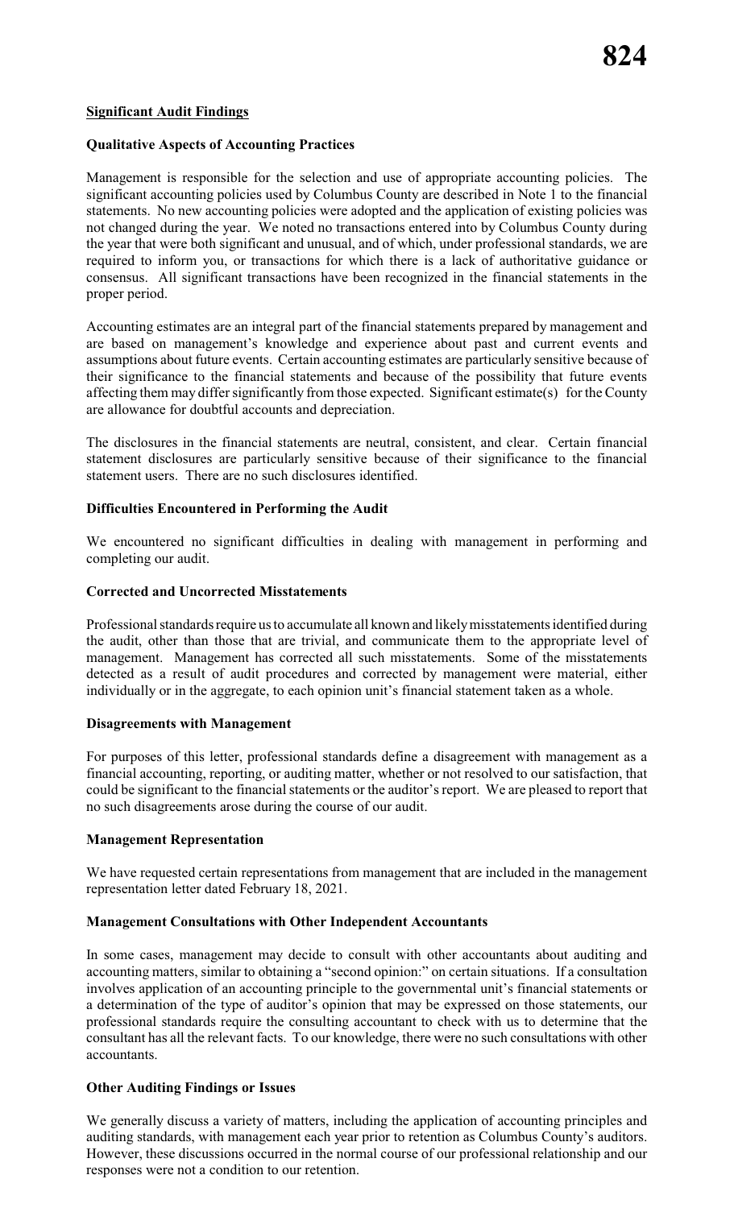## Significant Audit Findings

### Qualitative Aspects of Accounting Practices

Management is responsible for the selection and use of appropriate accounting policies. The significant accounting policies used by Columbus County are described in Note 1 to the financial statements. No new accounting policies were adopted and the application of existing policies was not changed during the year. We noted no transactions entered into by Columbus County during the year that were both significant and unusual, and of which, under professional standards, we are required to inform you, or transactions for which there is a lack of authoritative guidance or consensus. All significant transactions have been recognized in the financial statements in the proper period.

Accounting estimates are an integral part of the financial statements prepared by management and are based on management's knowledge and experience about past and current events and assumptions about future events. Certain accounting estimates are particularly sensitive because of their significance to the financial statements and because of the possibility that future events affecting them may differ significantly from those expected. Significant estimate(s) for the County are allowance for doubtful accounts and depreciation.

The disclosures in the financial statements are neutral, consistent, and clear. Certain financial statement disclosures are particularly sensitive because of their significance to the financial statement users. There are no such disclosures identified.

### Difficulties Encountered in Performing the Audit

We encountered no significant difficulties in dealing with management in performing and completing our audit.

### Corrected and Uncorrected Misstatements

Professional standards require us to accumulate all known and likely misstatements identified during the audit, other than those that are trivial, and communicate them to the appropriate level of management. Management has corrected all such misstatements. Some of the misstatements detected as a result of audit procedures and corrected by management were material, either individually or in the aggregate, to each opinion unit's financial statement taken as a whole.

### Disagreements with Management

For purposes of this letter, professional standards define a disagreement with management as a financial accounting, reporting, or auditing matter, whether or not resolved to our satisfaction, that could be significant to the financial statements or the auditor's report. We are pleased to report that no such disagreements arose during the course of our audit.

### Management Representation

We have requested certain representations from management that are included in the management representation letter dated February 18, 2021.

### Management Consultations with Other Independent Accountants

In some cases, management may decide to consult with other accountants about auditing and accounting matters, similar to obtaining a "second opinion:" on certain situations. If a consultation involves application of an accounting principle to the governmental unit's financial statements or a determination of the type of auditor's opinion that may be expressed on those statements, our professional standards require the consulting accountant to check with us to determine that the consultant has all the relevant facts. To our knowledge, there were no such consultations with other accountants.

### Other Auditing Findings or Issues

We generally discuss a variety of matters, including the application of accounting principles and auditing standards, with management each year prior to retention as Columbus County's auditors. However, these discussions occurred in the normal course of our professional relationship and our responses were not a condition to our retention.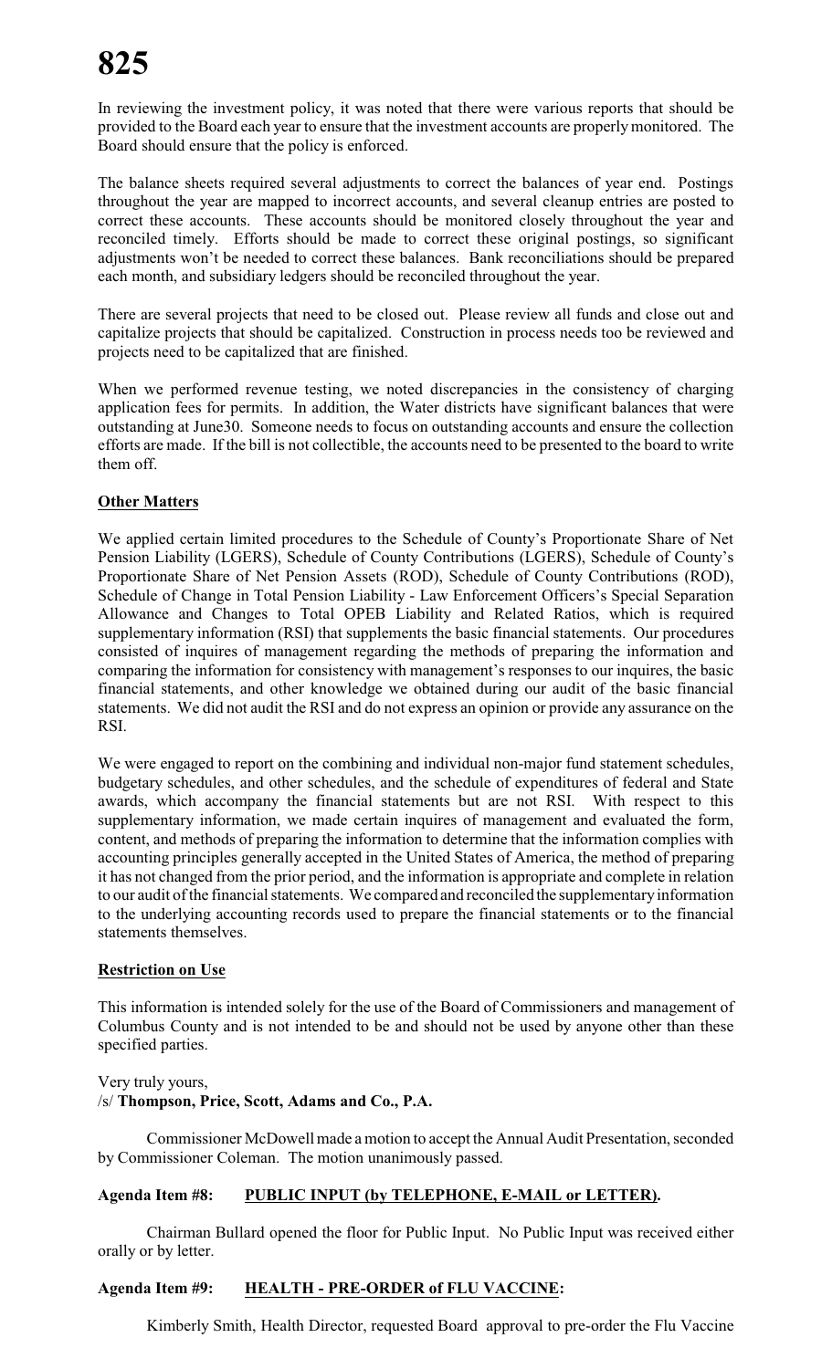In reviewing the investment policy, it was noted that there were various reports that should be provided to the Board each year to ensure that the investment accounts are properly monitored. The Board should ensure that the policy is enforced.

The balance sheets required several adjustments to correct the balances of year end. Postings throughout the year are mapped to incorrect accounts, and several cleanup entries are posted to correct these accounts. These accounts should be monitored closely throughout the year and reconciled timely. Efforts should be made to correct these original postings, so significant adjustments won't be needed to correct these balances. Bank reconciliations should be prepared each month, and subsidiary ledgers should be reconciled throughout the year.

There are several projects that need to be closed out. Please review all funds and close out and capitalize projects that should be capitalized. Construction in process needs too be reviewed and projects need to be capitalized that are finished.

When we performed revenue testing, we noted discrepancies in the consistency of charging application fees for permits. In addition, the Water districts have significant balances that were outstanding at June30. Someone needs to focus on outstanding accounts and ensure the collection efforts are made. If the bill is not collectible, the accounts need to be presented to the board to write them off.

**Other Matters**

We applied certain limited procedures to the Schedule of County's Proportionate Share of Net Pension Liability (LGERS), Schedule of County Contributions (LGERS), Schedule of County's Proportionate Share of Net Pension Assets (ROD), Schedule of County Contributions (ROD), Schedule of Change in Total Pension Liability - Law Enforcement Officers's Special Separation Allowance and Changes to Total OPEB Liability and Related Ratios, which is required supplementary information (RSI) that supplements the basic financial statements. Our procedures consisted of inquires of management regarding the methods of preparing the information and comparing the information for consistency with management's responses to our inquires, the basic financial statements, and other knowledge we obtained during our audit of the basic financial statements. We did not audit the RSI and do not express an opinion or provide any assurance on the RSI.

We were engaged to report on the combining and individual non-major fund statement schedules, budgetary schedules, and other schedules, and the schedule of expenditures of federal and State awards, which accompany the financial statements but are not RSI. With respect to this supplementary information, we made certain inquires of management and evaluated the form, content, and methods of preparing the information to determine that the information complies with accounting principles generally accepted in the United States of America, the method of preparing it has not changed from the prior period, and the information is appropriate and complete in relation to our audit of the financial statements. We compared and reconciled the supplementary information to the underlying accounting records used to prepare the financial statements or to the financial statements themselves.

**Restriction on Use**

This information is intended solely for the use of the Board of Commissioners and management of Columbus County and is not intended to be and should not be used by anyone other than these specified parties.

Very truly yours,
/s/ **Thompson, Price, Scott, Adams and Co., P.A.**

Commissioner McDowell made a motion to accept the Annual Audit Presentation, seconded by Commissioner Coleman. The motion unanimously passed.

**Agenda Item #8: PUBLIC INPUT (by TELEPHONE, E-MAIL or LETTER).**

Chairman Bullard opened the floor for Public Input. No Public Input was received either orally or by letter.

**Agenda Item #9: HEALTH - PRE-ORDER of FLU VACCINE:**

Kimberly Smith, Health Director, requested Board approval to pre-order the Flu Vaccine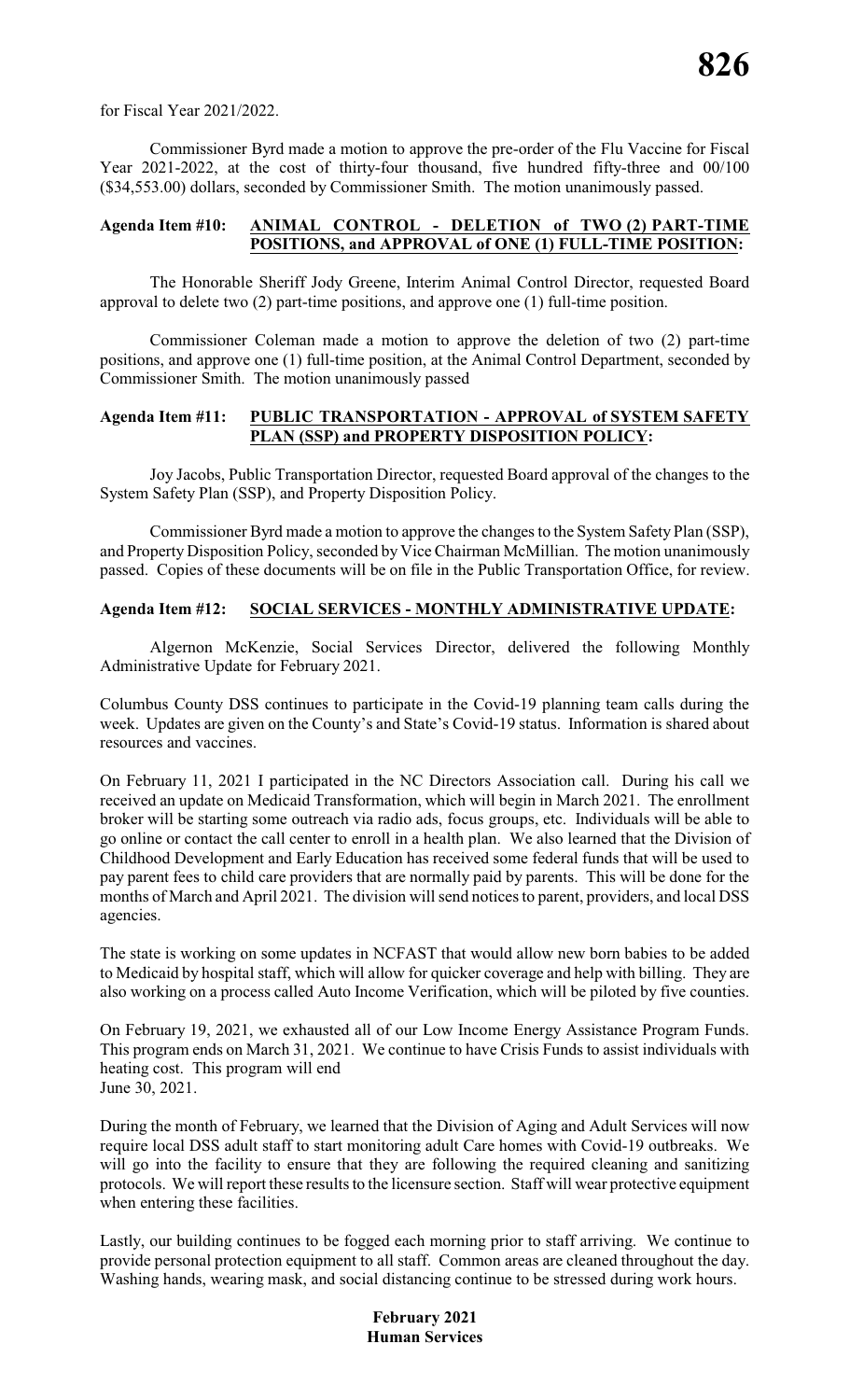for Fiscal Year 2021/2022.

Commissioner Byrd made a motion to approve the pre-order of the Flu Vaccine for Fiscal Year 2021-2022, at the cost of thirty-four thousand, five hundred fifty-three and 00/100 ($34,553.00) dollars, seconded by Commissioner Smith. The motion unanimously passed.

**Agenda Item #10: ANIMAL CONTROL - DELETION of TWO (2) PART-TIME POSITIONS, and APPROVAL of ONE (1) FULL-TIME POSITION:**

The Honorable Sheriff Jody Greene, Interim Animal Control Director, requested Board approval to delete two (2) part-time positions, and approve one (1) full-time position.

Commissioner Coleman made a motion to approve the deletion of two (2) part-time positions, and approve one (1) full-time position, at the Animal Control Department, seconded by Commissioner Smith. The motion unanimously passed

**Agenda Item #11: PUBLIC TRANSPORTATION - APPROVAL of SYSTEM SAFETY PLAN (SSP) and PROPERTY DISPOSITION POLICY:**

Joy Jacobs, Public Transportation Director, requested Board approval of the changes to the System Safety Plan (SSP), and Property Disposition Policy.

Commissioner Byrd made a motion to approve the changes to the System Safety Plan (SSP), and Property Disposition Policy, seconded by Vice Chairman McMillian. The motion unanimously passed. Copies of these documents will be on file in the Public Transportation Office, for review.

**Agenda Item #12: SOCIAL SERVICES - MONTHLY ADMINISTRATIVE UPDATE:**

Algernon McKenzie, Social Services Director, delivered the following Monthly Administrative Update for February 2021.

Columbus County DSS continues to participate in the Covid-19 planning team calls during the week. Updates are given on the County's and State's Covid-19 status. Information is shared about resources and vaccines.

On February 11, 2021 I participated in the NC Directors Association call. During his call we received an update on Medicaid Transformation, which will begin in March 2021. The enrollment broker will be starting some outreach via radio ads, focus groups, etc. Individuals will be able to go online or contact the call center to enroll in a health plan. We also learned that the Division of Childhood Development and Early Education has received some federal funds that will be used to pay parent fees to child care providers that are normally paid by parents. This will be done for the months of March and April 2021. The division will send notices to parent, providers, and local DSS agencies.

The state is working on some updates in NCFAST that would allow new born babies to be added to Medicaid by hospital staff, which will allow for quicker coverage and help with billing. They are also working on a process called Auto Income Verification, which will be piloted by five counties.

On February 19, 2021, we exhausted all of our Low Income Energy Assistance Program Funds. This program ends on March 31, 2021. We continue to have Crisis Funds to assist individuals with heating cost. This program will end June 30, 2021.

During the month of February, we learned that the Division of Aging and Adult Services will now require local DSS adult staff to start monitoring adult Care homes with Covid-19 outbreaks. We will go into the facility to ensure that they are following the required cleaning and sanitizing protocols. We will report these results to the licensure section. Staff will wear protective equipment when entering these facilities.

Lastly, our building continues to be fogged each morning prior to staff arriving. We continue to provide personal protection equipment to all staff. Common areas are cleaned throughout the day. Washing hands, wearing mask, and social distancing continue to be stressed during work hours.

**February 2021**
**Human Services**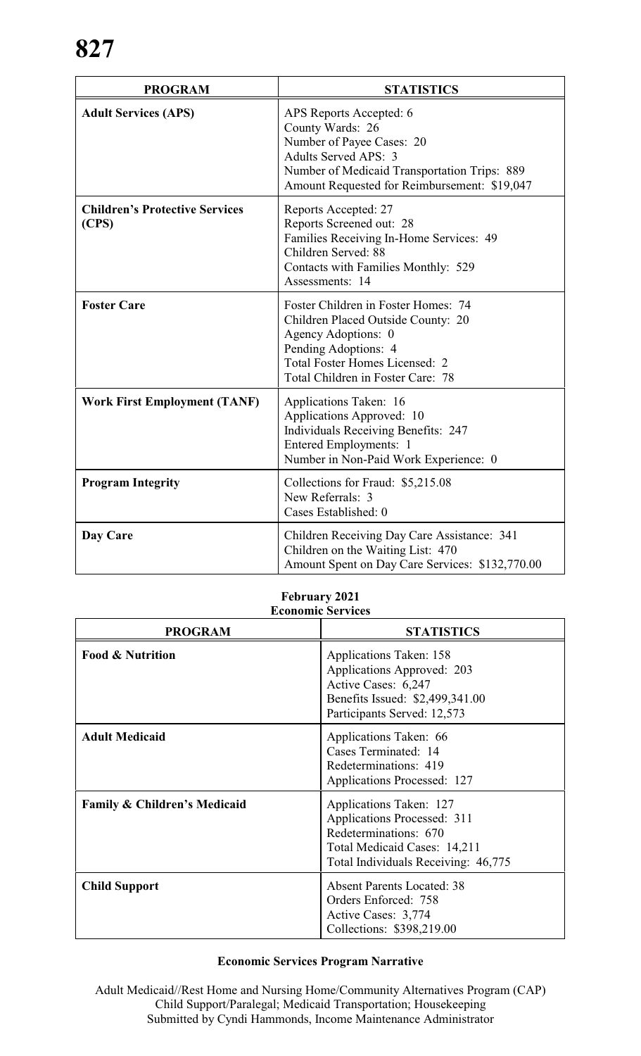| PROGRAM | STATISTICS |
|---|---|
| **Adult Services (APS)** | APS Reports Accepted: 6<br>County Wards: 26<br>Number of Payee Cases: 20<br>Adults Served APS: 3<br>Number of Medicaid Transportation Trips: 889<br>Amount Requested for Reimbursement: $19,047 |
| **Children's Protective Services (CPS)** | Reports Accepted: 27<br>Reports Screened out: 28<br>Families Receiving In-Home Services: 49<br>Children Served: 88<br>Contacts with Families Monthly: 529<br>Assessments: 14 |
| **Foster Care** | Foster Children in Foster Homes: 74<br>Children Placed Outside County: 20<br>Agency Adoptions: 0<br>Pending Adoptions: 4<br>Total Foster Homes Licensed: 2<br>Total Children in Foster Care: 78 |
| **Work First Employment (TANF)** | Applications Taken: 16<br>Applications Approved: 10<br>Individuals Receiving Benefits: 247<br>Entered Employments: 1<br>Number in Non-Paid Work Experience: 0 |
| **Program Integrity** | Collections for Fraud: $5,215.08<br>New Referrals: 3<br>Cases Established: 0 |
| **Day Care** | Children Receiving Day Care Assistance: 341<br>Children on the Waiting List: 470<br>Amount Spent on Day Care Services: $132,770.00 |

**February 2021**
**Economic Services**

| PROGRAM | STATISTICS |
|---|---|
| **Food & Nutrition** | Applications Taken: 158<br>Applications Approved: 203<br>Active Cases: 6,247<br>Benefits Issued: $2,499,341.00<br>Participants Served: 12,573 |
| **Adult Medicaid** | Applications Taken: 66<br>Cases Terminated: 14<br>Redeterminations: 419<br>Applications Processed: 127 |
| **Family & Children's Medicaid** | Applications Taken: 127<br>Applications Processed: 311<br>Redeterminations: 670<br>Total Medicaid Cases: 14,211<br>Total Individuals Receiving: 46,775 |
| **Child Support** | Absent Parents Located: 38<br>Orders Enforced: 758<br>Active Cases: 3,774<br>Collections: $398,219.00 |

**Economic Services Program Narrative**

Adult Medicaid//Rest Home and Nursing Home/Community Alternatives Program (CAP)
Child Support/Paralegal; Medicaid Transportation; Housekeeping
Submitted by Cyndi Hammonds, Income Maintenance Administrator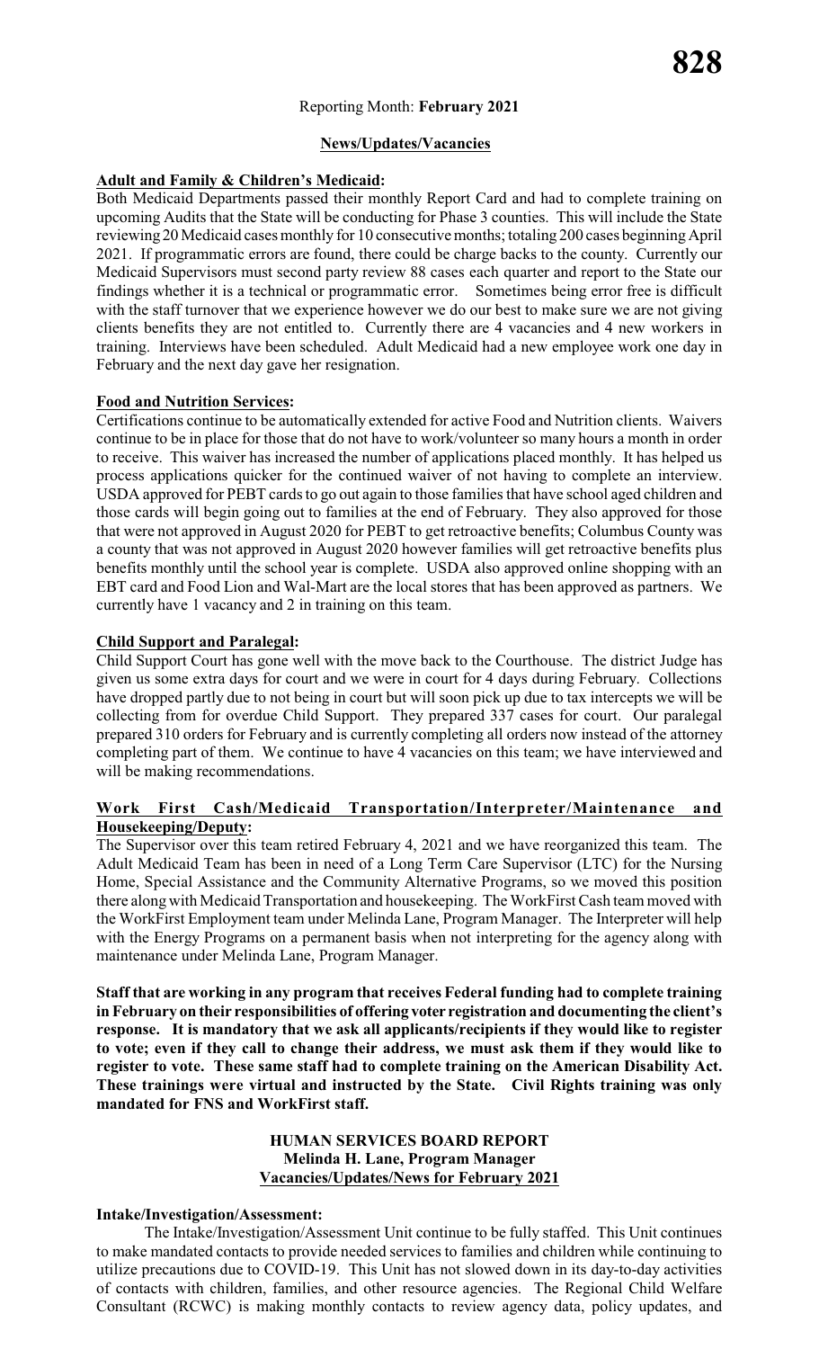Reporting Month: **February 2021**

**News/Updates/Vacancies**

**Adult and Family & Children's Medicaid:**

Both Medicaid Departments passed their monthly Report Card and had to complete training on upcoming Audits that the State will be conducting for Phase 3 counties. This will include the State reviewing 20 Medicaid cases monthly for 10 consecutive months; totaling 200 cases beginning April 2021. If programmatic errors are found, there could be charge backs to the county. Currently our Medicaid Supervisors must second party review 88 cases each quarter and report to the State our findings whether it is a technical or programmatic error. Sometimes being error free is difficult with the staff turnover that we experience however we do our best to make sure we are not giving clients benefits they are not entitled to. Currently there are 4 vacancies and 4 new workers in training. Interviews have been scheduled. Adult Medicaid had a new employee work one day in February and the next day gave her resignation.

**Food and Nutrition Services:**

Certifications continue to be automatically extended for active Food and Nutrition clients. Waivers continue to be in place for those that do not have to work/volunteer so many hours a month in order to receive. This waiver has increased the number of applications placed monthly. It has helped us process applications quicker for the continued waiver of not having to complete an interview. USDA approved for PEBT cards to go out again to those families that have school aged children and those cards will begin going out to families at the end of February. They also approved for those that were not approved in August 2020 for PEBT to get retroactive benefits; Columbus County was a county that was not approved in August 2020 however families will get retroactive benefits plus benefits monthly until the school year is complete. USDA also approved online shopping with an EBT card and Food Lion and Wal-Mart are the local stores that has been approved as partners. We currently have 1 vacancy and 2 in training on this team.

**Child Support and Paralegal:**

Child Support Court has gone well with the move back to the Courthouse. The district Judge has given us some extra days for court and we were in court for 4 days during February. Collections have dropped partly due to not being in court but will soon pick up due to tax intercepts we will be collecting from for overdue Child Support. They prepared 337 cases for court. Our paralegal prepared 310 orders for February and is currently completing all orders now instead of the attorney completing part of them. We continue to have 4 vacancies on this team; we have interviewed and will be making recommendations.

**Work First Cash/Medicaid Transportation/Interpreter/Maintenance and Housekeeping/Deputy:**

The Supervisor over this team retired February 4, 2021 and we have reorganized this team. The Adult Medicaid Team has been in need of a Long Term Care Supervisor (LTC) for the Nursing Home, Special Assistance and the Community Alternative Programs, so we moved this position there along with Medicaid Transportation and housekeeping. The WorkFirst Cash team moved with the WorkFirst Employment team under Melinda Lane, Program Manager. The Interpreter will help with the Energy Programs on a permanent basis when not interpreting for the agency along with maintenance under Melinda Lane, Program Manager.

**Staff that are working in any program that receives Federal funding had to complete training in February on their responsibilities of offering voter registration and documenting the client's response. It is mandatory that we ask all applicants/recipients if they would like to register to vote; even if they call to change their address, we must ask them if they would like to register to vote. These same staff had to complete training on the American Disability Act. These trainings were virtual and instructed by the State. Civil Rights training was only mandated for FNS and WorkFirst staff.**

**HUMAN SERVICES BOARD REPORT**
**Melinda H. Lane, Program Manager**
**Vacancies/Updates/News for February 2021**

**Intake/Investigation/Assessment:**

The Intake/Investigation/Assessment Unit continue to be fully staffed. This Unit continues to make mandated contacts to provide needed services to families and children while continuing to utilize precautions due to COVID-19. This Unit has not slowed down in its day-to-day activities of contacts with children, families, and other resource agencies. The Regional Child Welfare Consultant (RCWC) is making monthly contacts to review agency data, policy updates, and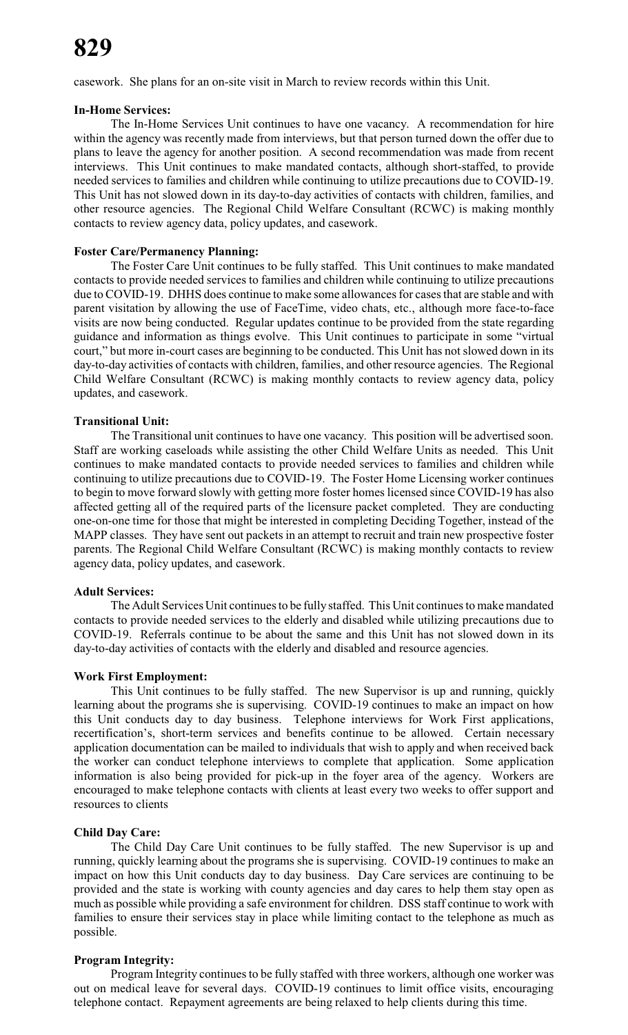casework. She plans for an on-site visit in March to review records within this Unit.

**In-Home Services:**

The In-Home Services Unit continues to have one vacancy. A recommendation for hire within the agency was recently made from interviews, but that person turned down the offer due to plans to leave the agency for another position. A second recommendation was made from recent interviews. This Unit continues to make mandated contacts, although short-staffed, to provide needed services to families and children while continuing to utilize precautions due to COVID-19. This Unit has not slowed down in its day-to-day activities of contacts with children, families, and other resource agencies. The Regional Child Welfare Consultant (RCWC) is making monthly contacts to review agency data, policy updates, and casework.

**Foster Care/Permanency Planning:**

The Foster Care Unit continues to be fully staffed. This Unit continues to make mandated contacts to provide needed services to families and children while continuing to utilize precautions due to COVID-19. DHHS does continue to make some allowances for cases that are stable and with parent visitation by allowing the use of FaceTime, video chats, etc., although more face-to-face visits are now being conducted. Regular updates continue to be provided from the state regarding guidance and information as things evolve. This Unit continues to participate in some "virtual court," but more in-court cases are beginning to be conducted. This Unit has not slowed down in its day-to-day activities of contacts with children, families, and other resource agencies. The Regional Child Welfare Consultant (RCWC) is making monthly contacts to review agency data, policy updates, and casework.

**Transitional Unit:**

The Transitional unit continues to have one vacancy. This position will be advertised soon. Staff are working caseloads while assisting the other Child Welfare Units as needed. This Unit continues to make mandated contacts to provide needed services to families and children while continuing to utilize precautions due to COVID-19. The Foster Home Licensing worker continues to begin to move forward slowly with getting more foster homes licensed since COVID-19 has also affected getting all of the required parts of the licensure packet completed. They are conducting one-on-one time for those that might be interested in completing Deciding Together, instead of the MAPP classes. They have sent out packets in an attempt to recruit and train new prospective foster parents. The Regional Child Welfare Consultant (RCWC) is making monthly contacts to review agency data, policy updates, and casework.

**Adult Services:**

The Adult Services Unit continues to be fully staffed. This Unit continues to make mandated contacts to provide needed services to the elderly and disabled while utilizing precautions due to COVID-19. Referrals continue to be about the same and this Unit has not slowed down in its day-to-day activities of contacts with the elderly and disabled and resource agencies.

**Work First Employment:**

This Unit continues to be fully staffed. The new Supervisor is up and running, quickly learning about the programs she is supervising. COVID-19 continues to make an impact on how this Unit conducts day to day business. Telephone interviews for Work First applications, recertification's, short-term services and benefits continue to be allowed. Certain necessary application documentation can be mailed to individuals that wish to apply and when received back the worker can conduct telephone interviews to complete that application. Some application information is also being provided for pick-up in the foyer area of the agency. Workers are encouraged to make telephone contacts with clients at least every two weeks to offer support and resources to clients

**Child Day Care:**

The Child Day Care Unit continues to be fully staffed. The new Supervisor is up and running, quickly learning about the programs she is supervising. COVID-19 continues to make an impact on how this Unit conducts day to day business. Day Care services are continuing to be provided and the state is working with county agencies and day cares to help them stay open as much as possible while providing a safe environment for children. DSS staff continue to work with families to ensure their services stay in place while limiting contact to the telephone as much as possible.

**Program Integrity:**

Program Integrity continues to be fully staffed with three workers, although one worker was out on medical leave for several days. COVID-19 continues to limit office visits, encouraging telephone contact. Repayment agreements are being relaxed to help clients during this time.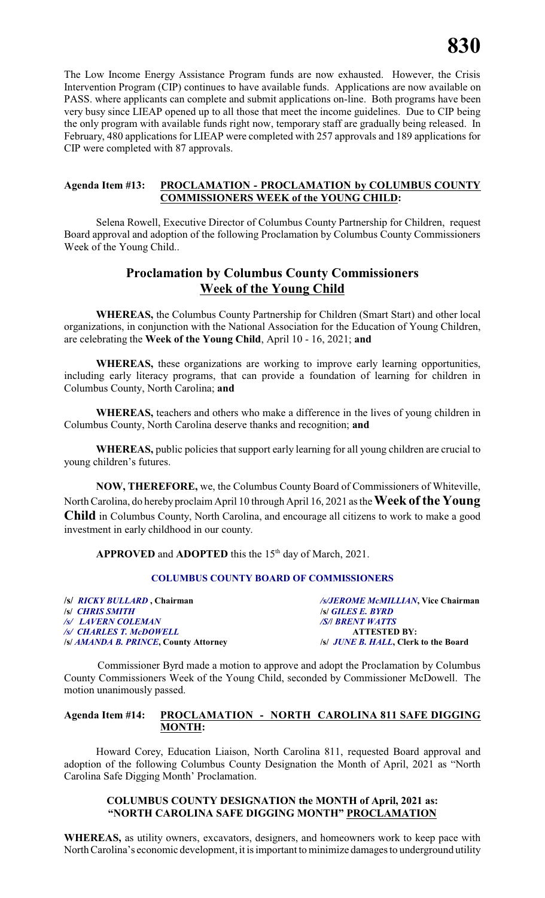The Low Income Energy Assistance Program funds are now exhausted. However, the Crisis Intervention Program (CIP) continues to have available funds. Applications are now available on PASS. where applicants can complete and submit applications on-line. Both programs have been very busy since LIEAP opened up to all those that meet the income guidelines. Due to CIP being the only program with available funds right now, temporary staff are gradually being released. In February, 480 applications for LIEAP were completed with 257 approvals and 189 applications for CIP were completed with 87 approvals.

**Agenda Item #13: PROCLAMATION - PROCLAMATION by COLUMBUS COUNTY COMMISSIONERS WEEK of the YOUNG CHILD:**

Selena Rowell, Executive Director of Columbus County Partnership for Children, request Board approval and adoption of the following Proclamation by Columbus County Commissioners Week of the Young Child..

## Proclamation by Columbus County Commissioners
## Week of the Young Child

**WHEREAS,** the Columbus County Partnership for Children (Smart Start) and other local organizations, in conjunction with the National Association for the Education of Young Children, are celebrating the **Week of the Young Child**, April 10 - 16, 2021; **and**

**WHEREAS,** these organizations are working to improve early learning opportunities, including early literacy programs, that can provide a foundation of learning for children in Columbus County, North Carolina; **and**

**WHEREAS,** teachers and others who make a difference in the lives of young children in Columbus County, North Carolina deserve thanks and recognition; **and**

**WHEREAS,** public policies that support early learning for all young children are crucial to young children's futures.

**NOW, THEREFORE,** we, the Columbus County Board of Commissioners of Whiteville, North Carolina, do hereby proclaim April 10 through April 16, 2021 as the **Week of the Young Child** in Columbus County, North Carolina, and encourage all citizens to work to make a good investment in early childhood in our county.

**APPROVED** and **ADOPTED** this the 15th day of March, 2021.

**COLUMBUS COUNTY BOARD OF COMMISSIONERS**

| | |
|---|---|
| **/s/ *RICKY BULLARD*, Chairman** | ***/s/JEROME McMILLIAN*, Vice Chairman** |
| **/s/ *CHRIS SMITH*** | **/s/ *GILES E. BYRD*** |
| ***/s/ LAVERN COLEMAN*** | ***/S/| BRENT WATTS*** |
| ***/s/ CHARLES T. McDOWELL*** | **ATTESTED BY:** |
| **/s/ *AMANDA B. PRINCE*, County Attorney** | **/s/ *JUNE B. HALL*, Clerk to the Board** |

Commissioner Byrd made a motion to approve and adopt the Proclamation by Columbus County Commissioners Week of the Young Child, seconded by Commissioner McDowell. The motion unanimously passed.

**Agenda Item #14: PROCLAMATION - NORTH CAROLINA 811 SAFE DIGGING MONTH:**

Howard Corey, Education Liaison, North Carolina 811, requested Board approval and adoption of the following Columbus County Designation the Month of April, 2021 as "North Carolina Safe Digging Month' Proclamation.

**COLUMBUS COUNTY DESIGNATION the MONTH of April, 2021 as: "NORTH CAROLINA SAFE DIGGING MONTH" PROCLAMATION**

**WHEREAS,** as utility owners, excavators, designers, and homeowners work to keep pace with North Carolina's economic development, it is important to minimize damages to underground utility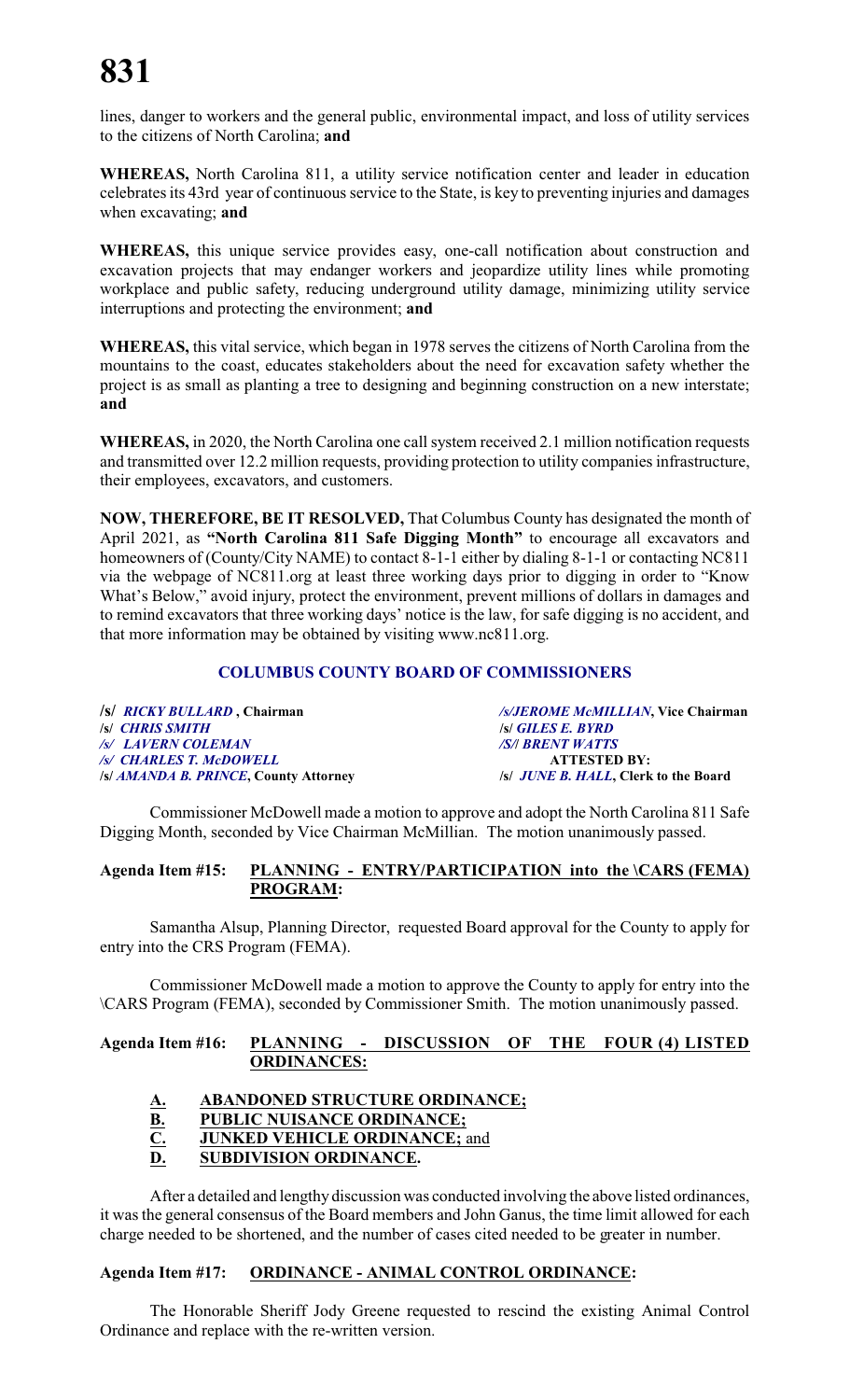lines, danger to workers and the general public, environmental impact, and loss of utility services to the citizens of North Carolina; **and**

**WHEREAS,** North Carolina 811, a utility service notification center and leader in education celebrates its 43rd year of continuous service to the State, is key to preventing injuries and damages when excavating; **and**

**WHEREAS,** this unique service provides easy, one-call notification about construction and excavation projects that may endanger workers and jeopardize utility lines while promoting workplace and public safety, reducing underground utility damage, minimizing utility service interruptions and protecting the environment; **and**

**WHEREAS,** this vital service, which began in 1978 serves the citizens of North Carolina from the mountains to the coast, educates stakeholders about the need for excavation safety whether the project is as small as planting a tree to designing and beginning construction on a new interstate; **and**

**WHEREAS,** in 2020, the North Carolina one call system received 2.1 million notification requests and transmitted over 12.2 million requests, providing protection to utility companies infrastructure, their employees, excavators, and customers.

**NOW, THEREFORE, BE IT RESOLVED,** That Columbus County has designated the month of April 2021, as **"North Carolina 811 Safe Digging Month"** to encourage all excavators and homeowners of (County/City NAME) to contact 8-1-1 either by dialing 8-1-1 or contacting NC811 via the webpage of NC811.org at least three working days prior to digging in order to "Know What's Below," avoid injury, protect the environment, prevent millions of dollars in damages and to remind excavators that three working days' notice is the law, for safe digging is no accident, and that more information may be obtained by visiting www.nc811.org.

**COLUMBUS COUNTY BOARD OF COMMISSIONERS**

| | |
|---|---|
| **/s/ *RICKY BULLARD*, Chairman** | ***/s/JEROME McMILLIAN*, Vice Chairman** |
| **/s/ *CHRIS SMITH*** | **/s/ *GILES E. BYRD*** |
| ***/s/ LAVERN COLEMAN*** | ***/S/| BRENT WATTS*** |
| ***/s/ CHARLES T. McDOWELL*** | **ATTESTED BY:** |
| **/s/ *AMANDA B. PRINCE*, County Attorney** | **/s/ *JUNE B. HALL*, Clerk to the Board** |

Commissioner McDowell made a motion to approve and adopt the North Carolina 811 Safe Digging Month, seconded by Vice Chairman McMillian. The motion unanimously passed.

**Agenda Item #15: PLANNING - ENTRY/PARTICIPATION into the \CARS (FEMA) PROGRAM:**

Samantha Alsup, Planning Director, requested Board approval for the County to apply for entry into the CRS Program (FEMA).

Commissioner McDowell made a motion to approve the County to apply for entry into the \CARS Program (FEMA), seconded by Commissioner Smith. The motion unanimously passed.

**Agenda Item #16: PLANNING - DISCUSSION OF THE FOUR (4) LISTED ORDINANCES:**

**A. ABANDONED STRUCTURE ORDINANCE;**
**B. PUBLIC NUISANCE ORDINANCE;**
**C. JUNKED VEHICLE ORDINANCE;** and
**D. SUBDIVISION ORDINANCE.**

After a detailed and lengthy discussion was conducted involving the above listed ordinances, it was the general consensus of the Board members and John Ganus, the time limit allowed for each charge needed to be shortened, and the number of cases cited needed to be greater in number.

**Agenda Item #17: ORDINANCE - ANIMAL CONTROL ORDINANCE:**

The Honorable Sheriff Jody Greene requested to rescind the existing Animal Control Ordinance and replace with the re-written version.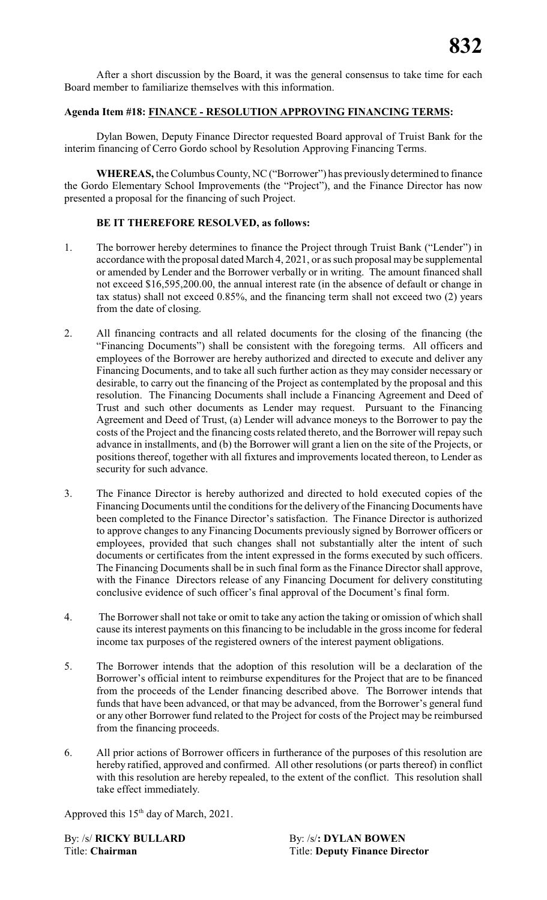After a short discussion by the Board, it was the general consensus to take time for each Board member to familiarize themselves with this information.

**Agenda Item #18: FINANCE - RESOLUTION APPROVING FINANCING TERMS:**

Dylan Bowen, Deputy Finance Director requested Board approval of Truist Bank for the interim financing of Cerro Gordo school by Resolution Approving Financing Terms.

**WHEREAS,** the Columbus County, NC ("Borrower") has previously determined to finance the Gordo Elementary School Improvements (the "Project"), and the Finance Director has now presented a proposal for the financing of such Project.

**BE IT THEREFORE RESOLVED, as follows:**

1. The borrower hereby determines to finance the Project through Truist Bank ("Lender") in accordance with the proposal dated March 4, 2021, or as such proposal may be supplemental or amended by Lender and the Borrower verbally or in writing. The amount financed shall not exceed $16,595,200.00, the annual interest rate (in the absence of default or change in tax status) shall not exceed 0.85%, and the financing term shall not exceed two (2) years from the date of closing.

2. All financing contracts and all related documents for the closing of the financing (the "Financing Documents") shall be consistent with the foregoing terms. All officers and employees of the Borrower are hereby authorized and directed to execute and deliver any Financing Documents, and to take all such further action as they may consider necessary or desirable, to carry out the financing of the Project as contemplated by the proposal and this resolution. The Financing Documents shall include a Financing Agreement and Deed of Trust and such other documents as Lender may request. Pursuant to the Financing Agreement and Deed of Trust, (a) Lender will advance moneys to the Borrower to pay the costs of the Project and the financing costs related thereto, and the Borrower will repay such advance in installments, and (b) the Borrower will grant a lien on the site of the Projects, or positions thereof, together with all fixtures and improvements located thereon, to Lender as security for such advance.

3. The Finance Director is hereby authorized and directed to hold executed copies of the Financing Documents until the conditions for the delivery of the Financing Documents have been completed to the Finance Director's satisfaction. The Finance Director is authorized to approve changes to any Financing Documents previously signed by Borrower officers or employees, provided that such changes shall not substantially alter the intent of such documents or certificates from the intent expressed in the forms executed by such officers. The Financing Documents shall be in such final form as the Finance Director shall approve, with the Finance Directors release of any Financing Document for delivery constituting conclusive evidence of such officer's final approval of the Document's final form.

4. The Borrower shall not take or omit to take any action the taking or omission of which shall cause its interest payments on this financing to be includable in the gross income for federal income tax purposes of the registered owners of the interest payment obligations.

5. The Borrower intends that the adoption of this resolution will be a declaration of the Borrower's official intent to reimburse expenditures for the Project that are to be financed from the proceeds of the Lender financing described above. The Borrower intends that funds that have been advanced, or that may be advanced, from the Borrower's general fund or any other Borrower fund related to the Project for costs of the Project may be reimbursed from the financing proceeds.

6. All prior actions of Borrower officers in furtherance of the purposes of this resolution are hereby ratified, approved and confirmed. All other resolutions (or parts thereof) in conflict with this resolution are hereby repealed, to the extent of the conflict. This resolution shall take effect immediately.

Approved this 15th day of March, 2021.

By: /s/ **RICKY BULLARD**
Title: **Chairman**

By: /s/**: DYLAN BOWEN**
Title: **Deputy Finance Director**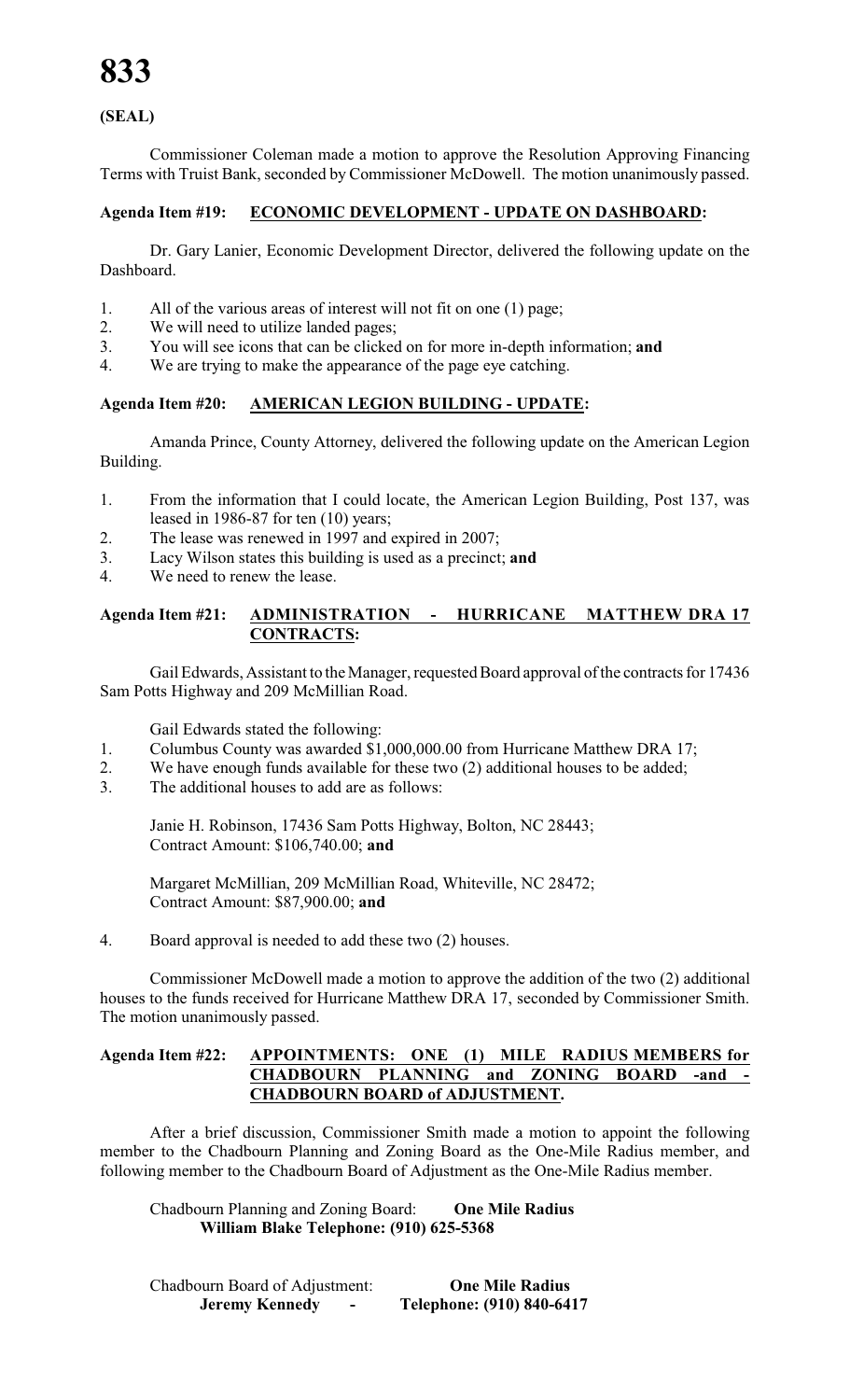**(SEAL)**

Commissioner Coleman made a motion to approve the Resolution Approving Financing Terms with Truist Bank, seconded by Commissioner McDowell. The motion unanimously passed.

**Agenda Item #19: ECONOMIC DEVELOPMENT - UPDATE ON DASHBOARD:**

Dr. Gary Lanier, Economic Development Director, delivered the following update on the Dashboard.

1. All of the various areas of interest will not fit on one (1) page;
2. We will need to utilize landed pages;
3. You will see icons that can be clicked on for more in-depth information; **and**
4. We are trying to make the appearance of the page eye catching.

**Agenda Item #20: AMERICAN LEGION BUILDING - UPDATE:**

Amanda Prince, County Attorney, delivered the following update on the American Legion Building.

1. From the information that I could locate, the American Legion Building, Post 137, was leased in 1986-87 for ten (10) years;
2. The lease was renewed in 1997 and expired in 2007;
3. Lacy Wilson states this building is used as a precinct; **and**
4. We need to renew the lease.

**Agenda Item #21: ADMINISTRATION - HURRICANE MATTHEW DRA 17 CONTRACTS:**

Gail Edwards, Assistant to the Manager, requested Board approval of the contracts for 17436 Sam Potts Highway and 209 McMillian Road.

Gail Edwards stated the following:

1. Columbus County was awarded $1,000,000.00 from Hurricane Matthew DRA 17;
2. We have enough funds available for these two (2) additional houses to be added;
3. The additional houses to add are as follows:

   Janie H. Robinson, 17436 Sam Potts Highway, Bolton, NC 28443;
   Contract Amount: $106,740.00; **and**

   Margaret McMillian, 209 McMillian Road, Whiteville, NC 28472;
   Contract Amount: $87,900.00; **and**

4. Board approval is needed to add these two (2) houses.

Commissioner McDowell made a motion to approve the addition of the two (2) additional houses to the funds received for Hurricane Matthew DRA 17, seconded by Commissioner Smith. The motion unanimously passed.

**Agenda Item #22: APPOINTMENTS: ONE (1) MILE RADIUS MEMBERS for CHADBOURN PLANNING and ZONING BOARD -and - CHADBOURN BOARD of ADJUSTMENT.**

After a brief discussion, Commissioner Smith made a motion to appoint the following member to the Chadbourn Planning and Zoning Board as the One-Mile Radius member, and following member to the Chadbourn Board of Adjustment as the One-Mile Radius member.

Chadbourn Planning and Zoning Board: **One Mile Radius**
**William Blake Telephone: (910) 625-5368**

Chadbourn Board of Adjustment: **One Mile Radius**
**Jeremy Kennedy - Telephone: (910) 840-6417**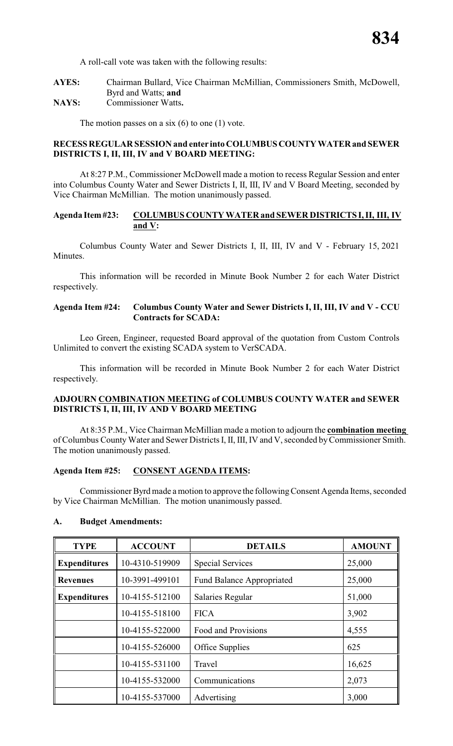A roll-call vote was taken with the following results:

**AYES:** Chairman Bullard, Vice Chairman McMillian, Commissioners Smith, McDowell, Byrd and Watts; **and**
**NAYS:** Commissioner Watts**.**

The motion passes on a six (6) to one (1) vote.

**RECESS REGULAR SESSION and enter into COLUMBUS COUNTY WATER and SEWER DISTRICTS I, II, III, IV and V BOARD MEETING:**

At 8:27 P.M., Commissioner McDowell made a motion to recess Regular Session and enter into Columbus County Water and Sewer Districts I, II, III, IV and V Board Meeting, seconded by Vice Chairman McMillian. The motion unanimously passed.

**Agenda Item #23: COLUMBUS COUNTY WATER and SEWER DISTRICTS I, II, III, IV and V:**

Columbus County Water and Sewer Districts I, II, III, IV and V - February 15, 2021 Minutes.

This information will be recorded in Minute Book Number 2 for each Water District respectively.

**Agenda Item #24: Columbus County Water and Sewer Districts I, II, III, IV and V - CCU Contracts for SCADA:**

Leo Green, Engineer, requested Board approval of the quotation from Custom Controls Unlimited to convert the existing SCADA system to VerSCADA.

This information will be recorded in Minute Book Number 2 for each Water District respectively.

**ADJOURN COMBINATION MEETING of COLUMBUS COUNTY WATER and SEWER DISTRICTS I, II, III, IV AND V BOARD MEETING**

At 8:35 P.M., Vice Chairman McMillian made a motion to adjourn the **combination meeting** of Columbus County Water and Sewer Districts I, II, III, IV and V, seconded by Commissioner Smith. The motion unanimously passed.

**Agenda Item #25: CONSENT AGENDA ITEMS:**

Commissioner Byrd made a motion to approve the following Consent Agenda Items, seconded by Vice Chairman McMillian. The motion unanimously passed.

**A. Budget Amendments:**

| TYPE | ACCOUNT | DETAILS | AMOUNT |
|---|---|---|---|
| **Expenditures** | 10-4310-519909 | Special Services | 25,000 |
| **Revenues** | 10-3991-499101 | Fund Balance Appropriated | 25,000 |
| **Expenditures** | 10-4155-512100 | Salaries Regular | 51,000 |
| | 10-4155-518100 | FICA | 3,902 |
| | 10-4155-522000 | Food and Provisions | 4,555 |
| | 10-4155-526000 | Office Supplies | 625 |
| | 10-4155-531100 | Travel | 16,625 |
| | 10-4155-532000 | Communications | 2,073 |
| | 10-4155-537000 | Advertising | 3,000 |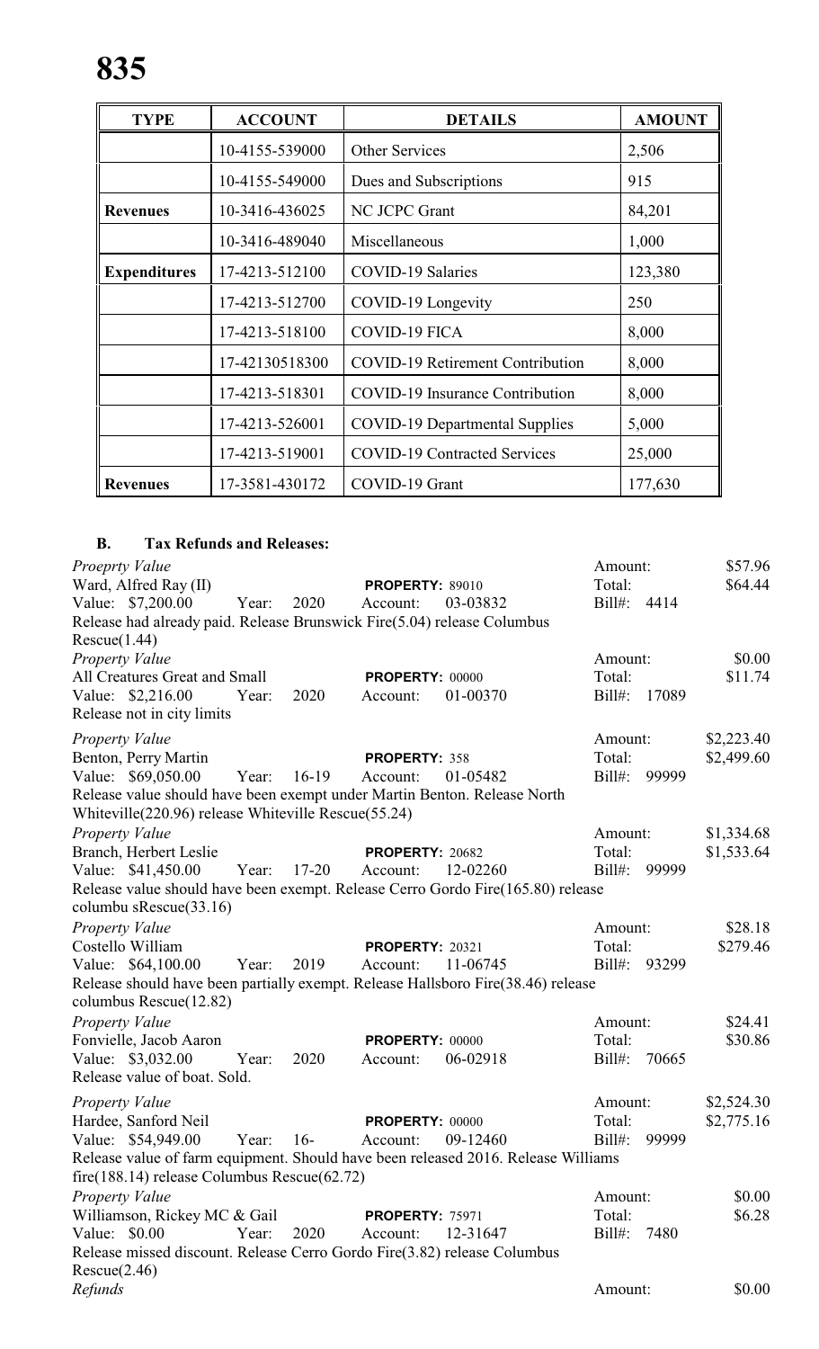**835**

| TYPE | ACCOUNT | DETAILS | AMOUNT |
|---|---|---|---|
| | 10-4155-539000 | Other Services | 2,506 |
| | 10-4155-549000 | Dues and Subscriptions | 915 |
| **Revenues** | 10-3416-436025 | NC JCPC Grant | 84,201 |
| | 10-3416-489040 | Miscellaneous | 1,000 |
| **Expenditures** | 17-4213-512100 | COVID-19 Salaries | 123,380 |
| | 17-4213-512700 | COVID-19 Longevity | 250 |
| | 17-4213-518100 | COVID-19 FICA | 8,000 |
| | 17-42130518300 | COVID-19 Retirement Contribution | 8,000 |
| | 17-4213-518301 | COVID-19 Insurance Contribution | 8,000 |
| | 17-4213-526001 | COVID-19 Departmental Supplies | 5,000 |
| | 17-4213-519001 | COVID-19 Contracted Services | 25,000 |
| **Revenues** | 17-3581-430172 | COVID-19 Grant | 177,630 |

**B. Tax Refunds and Releases:**

*Proeprty Value*
Ward, Alfred Ray (II) **PROPERTY:** 89010 Amount: $57.96
Value: $7,200.00 Year: 2020 Account: 03-03832 Total: $64.44
Bill#: 4414
Release had already paid. Release Brunswick Fire(5.04) release Columbus Rescue(1.44)

*Property Value*
All Creatures Great and Small **PROPERTY:** 00000 Amount: $0.00
Value: $2,216.00 Year: 2020 Account: 01-00370 Total: $11.74
Bill#: 17089
Release not in city limits

*Property Value*
Benton, Perry Martin **PROPERTY:** 358 Amount: $2,223.40
Value: $69,050.00 Year: 16-19 Account: 01-05482 Total: $2,499.60
Bill#: 99999
Release value should have been exempt under Martin Benton. Release North Whiteville(220.96) release Whiteville Rescue(55.24)

*Property Value*
Branch, Herbert Leslie **PROPERTY:** 20682 Amount: $1,334.68
Value: $41,450.00 Year: 17-20 Account: 12-02260 Total: $1,533.64
Bill#: 99999
Release value should have been exempt. Release Cerro Gordo Fire(165.80) release columbu sRescue(33.16)

*Property Value*
Costello William **PROPERTY:** 20321 Amount: $28.18
Value: $64,100.00 Year: 2019 Account: 11-06745 Total: $279.46
Bill#: 93299
Release should have been partially exempt. Release Hallsboro Fire(38.46) release columbus Rescue(12.82)

*Property Value*
Fonvielle, Jacob Aaron **PROPERTY:** 00000 Amount: $24.41
Value: $3,032.00 Year: 2020 Account: 06-02918 Total: $30.86
Bill#: 70665
Release value of boat. Sold.

*Property Value*
Hardee, Sanford Neil **PROPERTY:** 00000 Amount: $2,524.30
Value: $54,949.00 Year: 16- Account: 09-12460 Total: $2,775.16
Bill#: 99999
Release value of farm equipment. Should have been released 2016. Release Williams fire(188.14) release Columbus Rescue(62.72)

*Property Value*
Williamson, Rickey MC & Gail **PROPERTY:** 75971 Amount: $0.00
Value: $0.00 Year: 2020 Account: 12-31647 Total: $6.28
Bill#: 7480
Release missed discount. Release Cerro Gordo Fire(3.82) release Columbus Rescue(2.46)

*Refunds* Amount: $0.00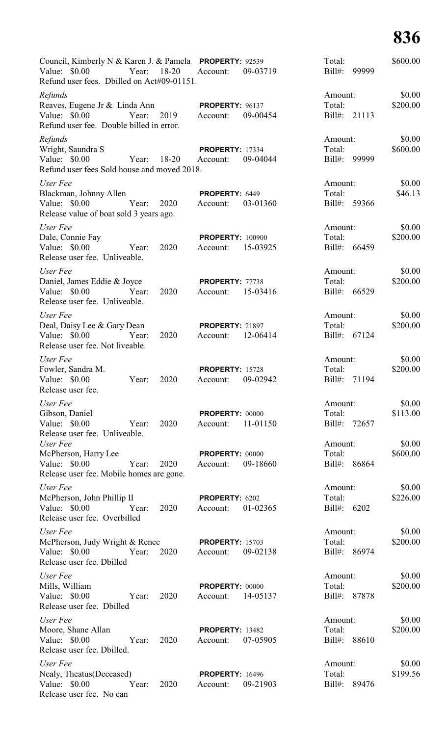Council, Kimberly N & Karen J. & Pamela **PROPERTY:** 92539 Total: $600.00
Value: $0.00 Year: 18-20 Account: 09-03719 Bill#: 99999
Refund user fees. Dbilled on Act#09-01151.

*Refunds* Amount: $0.00
Reaves, Eugene Jr & Linda Ann **PROPERTY:** 96137 Total: $200.00
Value: $0.00 Year: 2019 Account: 09-00454 Bill#: 21113
Refund user fee. Double billed in error.

*Refunds* Amount: $0.00
Wright, Saundra S **PROPERTY:** 17334 Total: $600.00
Value: $0.00 Year: 18-20 Account: 09-04044 Bill#: 99999
Refund user fees Sold house and moved 2018.

*User Fee* Amount: $0.00
Blackman, Johnny Allen **PROPERTY:** 6449 Total: $46.13
Value: $0.00 Year: 2020 Account: 03-01360 Bill#: 59366
Release value of boat sold 3 years ago.

*User Fee* Amount: $0.00
Dale, Connie Fay **PROPERTY:** 100900 Total: $200.00
Value: $0.00 Year: 2020 Account: 15-03925 Bill#: 66459
Release user fee. Unliveable.

*User Fee* Amount: $0.00
Daniel, James Eddie & Joyce **PROPERTY:** 77738 Total: $200.00
Value: $0.00 Year: 2020 Account: 15-03416 Bill#: 66529
Release user fee. Unliveable.

*User Fee* Amount: $0.00
Deal, Daisy Lee & Gary Dean **PROPERTY:** 21897 Total: $200.00
Value: $0.00 Year: 2020 Account: 12-06414 Bill#: 67124
Release user fee. Not liveable.

*User Fee* Amount: $0.00
Fowler, Sandra M. **PROPERTY:** 15728 Total: $200.00
Value: $0.00 Year: 2020 Account: 09-02942 Bill#: 71194
Release user fee.

*User Fee* Amount: $0.00
Gibson, Daniel **PROPERTY:** 00000 Total: $113.00
Value: $0.00 Year: 2020 Account: 11-01150 Bill#: 72657
Release user fee. Unliveable.

*User Fee* Amount: $0.00
McPherson, Harry Lee **PROPERTY:** 00000 Total: $600.00
Value: $0.00 Year: 2020 Account: 09-18660 Bill#: 86864
Release user fee. Mobile homes are gone.

*User Fee* Amount: $0.00
McPherson, John Phillip II **PROPERTY:** 6202 Total: $226.00
Value: $0.00 Year: 2020 Account: 01-02365 Bill#: 6202
Release user fee. Overbilled

*User Fee* Amount: $0.00
McPherson, Judy Wright & Renee **PROPERTY:** 15703 Total: $200.00
Value: $0.00 Year: 2020 Account: 09-02138 Bill#: 86974
Release user fee. Dbilled

*User Fee* Amount: $0.00
Mills, William **PROPERTY:** 00000 Total: $200.00
Value: $0.00 Year: 2020 Account: 14-05137 Bill#: 87878
Release user fee. Dbilled

*User Fee* Amount: $0.00
Moore, Shane Allan **PROPERTY:** 13482 Total: $200.00
Value: $0.00 Year: 2020 Account: 07-05905 Bill#: 88610
Release user fee. Dbilled.

*User Fee* Amount: $0.00
Nealy, Theatus(Deceased) **PROPERTY:** 16496 Total: $199.56
Value: $0.00 Year: 2020 Account: 09-21903 Bill#: 89476
Release user fee. No can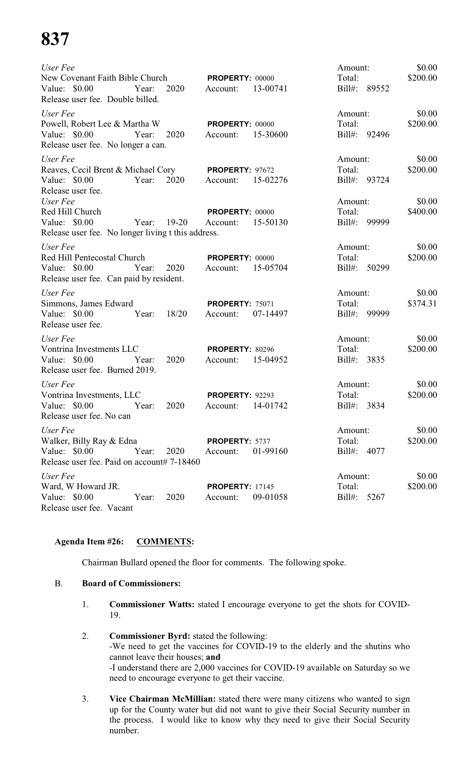*User Fee*
New Covenant Faith Bible Church **PROPERTY:** 00000
Value: $0.00 Year: 2020 Account: 13-00741
Release user fee. Double billed.
Amount: $0.00
Total: $200.00
Bill#: 89552

*User Fee*
Powell, Robert Lee & Martha W **PROPERTY:** 00000
Value: $0.00 Year: 2020 Account: 15-30600
Release user fee. No longer a can.
Amount: $0.00
Total: $200.00
Bill#: 92496

*User Fee*
Reaves, Cecil Brent & Michael Cory **PROPERTY:** 97672
Value: $0.00 Year: 2020 Account: 15-02276
Release user fee.
Amount: $0.00
Total: $200.00
Bill#: 93724

*User Fee*
Red Hill Church **PROPERTY:** 00000
Value: $0.00 Year: 19-20 Account: 15-50130
Release user fee. No longer living t this address.
Amount: $0.00
Total: $400.00
Bill#: 99999

*User Fee*
Red Hill Pentecostal Church **PROPERTY:** 00000
Value: $0.00 Year: 2020 Account: 15-05704
Release user fee. Can paid by resident.
Amount: $0.00
Total: $200.00
Bill#: 50299

*User Fee*
Simmons, James Edward **PROPERTY:** 75071
Value: $0.00 Year: 18/20 Account: 07-14497
Release user fee.
Amount: $0.00
Total: $374.31
Bill#: 99999

*User Fee*
Vontrina Investments LLC **PROPERTY:** 80296
Value: $0.00 Year: 2020 Account: 15-04952
Release user fee. Burned 2019.
Amount: $0.00
Total: $200.00
Bill#: 3835

*User Fee*
Vontrina Investments, LLC **PROPERTY:** 92293
Value: $0.00 Year: 2020 Account: 14-01742
Release user fee. No can
Amount: $0.00
Total: $200.00
Bill#: 3834

*User Fee*
Walker, Billy Ray & Edna **PROPERTY:** 5737
Value: $0.00 Year: 2020 Account: 01-99160
Release user fee. Paid on account# 7-18460
Amount: $0.00
Total: $200.00
Bill#: 4077

*User Fee*
Ward, W Howard JR. **PROPERTY:** 17145
Value: $0.00 Year: 2020 Account: 09-01058
Release user fee. Vacant
Amount: $0.00
Total: $200.00
Bill#: 5267

**Agenda Item #26: COMMENTS:**

Chairman Bullard opened the floor for comments. The following spoke.

B. **Board of Commissioners:**

1. **Commissioner Watts:** stated I encourage everyone to get the shots for COVID-19.

2. **Commissioner Byrd:** stated the following:
-We need to get the vaccines for COVID-19 to the elderly and the shutins who cannot leave their houses; **and**
-I understand there are 2,000 vaccines for COVID-19 available on Saturday so we need to encourage everyone to get their vaccine.

3. **Vice Chairman McMillian:** stated there were many citizens who wanted to sign up for the County water but did not want to give their Social Security number in the process. I would like to know why they need to give their Social Security number.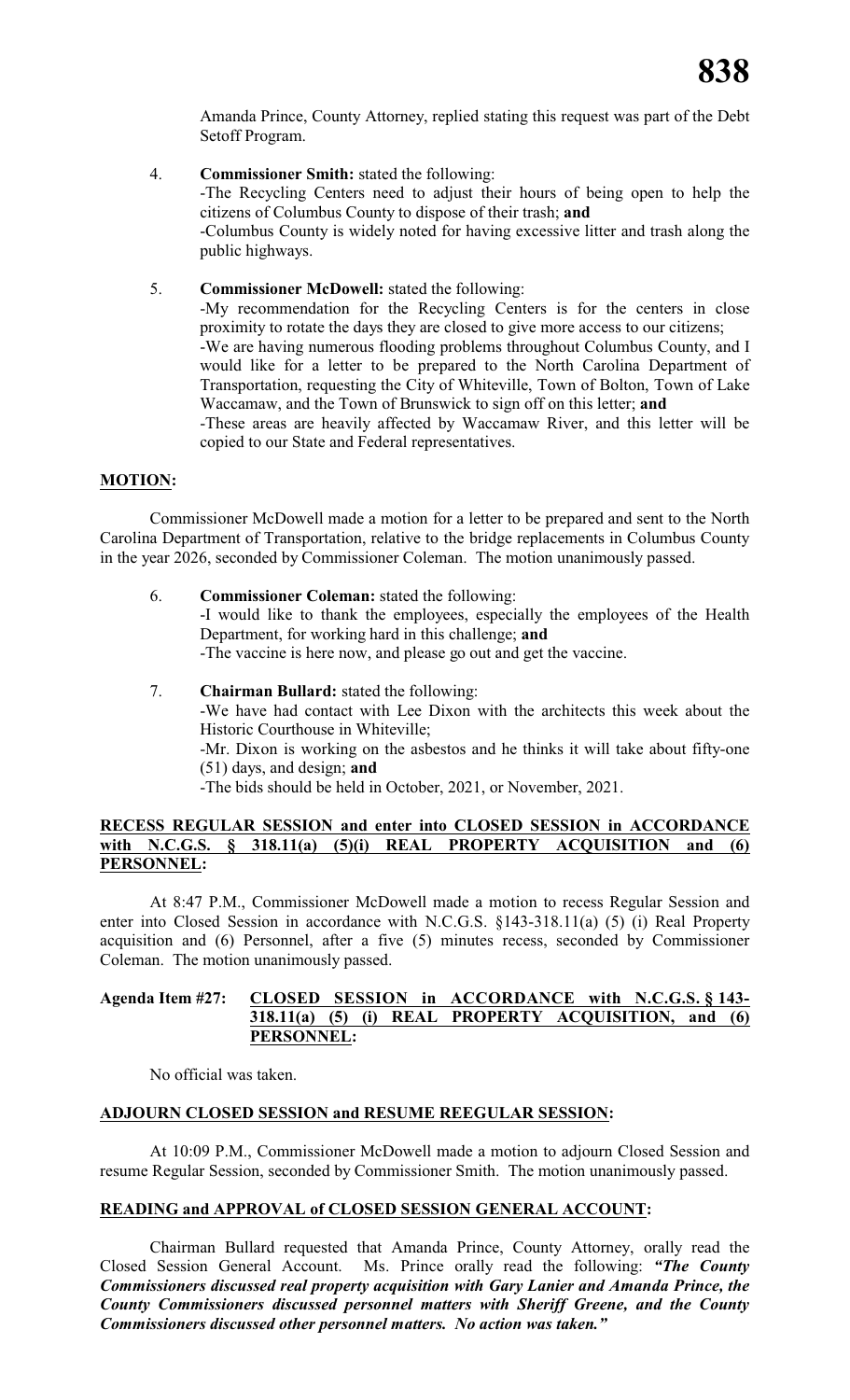Amanda Prince, County Attorney, replied stating this request was part of the Debt Setoff Program.

4. **Commissioner Smith:** stated the following:
   -The Recycling Centers need to adjust their hours of being open to help the citizens of Columbus County to dispose of their trash; **and**
   -Columbus County is widely noted for having excessive litter and trash along the public highways.

5. **Commissioner McDowell:** stated the following:
   -My recommendation for the Recycling Centers is for the centers in close proximity to rotate the days they are closed to give more access to our citizens;
   -We are having numerous flooding problems throughout Columbus County, and I would like for a letter to be prepared to the North Carolina Department of Transportation, requesting the City of Whiteville, Town of Bolton, Town of Lake Waccamaw, and the Town of Brunswick to sign off on this letter; **and**
   -These areas are heavily affected by Waccamaw River, and this letter will be copied to our State and Federal representatives.

**MOTION:**

Commissioner McDowell made a motion for a letter to be prepared and sent to the North Carolina Department of Transportation, relative to the bridge replacements in Columbus County in the year 2026, seconded by Commissioner Coleman. The motion unanimously passed.

6. **Commissioner Coleman:** stated the following:
   -I would like to thank the employees, especially the employees of the Health Department, for working hard in this challenge; **and**
   -The vaccine is here now, and please go out and get the vaccine.

7. **Chairman Bullard:** stated the following:
   -We have had contact with Lee Dixon with the architects this week about the Historic Courthouse in Whiteville;
   -Mr. Dixon is working on the asbestos and he thinks it will take about fifty-one (51) days, and design; **and**
   -The bids should be held in October, 2021, or November, 2021.

**RECESS REGULAR SESSION and enter into CLOSED SESSION in ACCORDANCE with N.C.G.S. § 318.11(a) (5)(i) REAL PROPERTY ACQUISITION and (6) PERSONNEL:**

At 8:47 P.M., Commissioner McDowell made a motion to recess Regular Session and enter into Closed Session in accordance with N.C.G.S. §143-318.11(a) (5) (i) Real Property acquisition and (6) Personnel, after a five (5) minutes recess, seconded by Commissioner Coleman. The motion unanimously passed.

**Agenda Item #27: CLOSED SESSION in ACCORDANCE with N.C.G.S. § 143-318.11(a) (5) (i) REAL PROPERTY ACQUISITION, and (6) PERSONNEL:**

No official was taken.

**ADJOURN CLOSED SESSION and RESUME REEGULAR SESSION:**

At 10:09 P.M., Commissioner McDowell made a motion to adjourn Closed Session and resume Regular Session, seconded by Commissioner Smith. The motion unanimously passed.

**READING and APPROVAL of CLOSED SESSION GENERAL ACCOUNT:**

Chairman Bullard requested that Amanda Prince, County Attorney, orally read the Closed Session General Account. Ms. Prince orally read the following: ***"The County Commissioners discussed real property acquisition with Gary Lanier and Amanda Prince, the County Commissioners discussed personnel matters with Sheriff Greene, and the County Commissioners discussed other personnel matters. No action was taken."***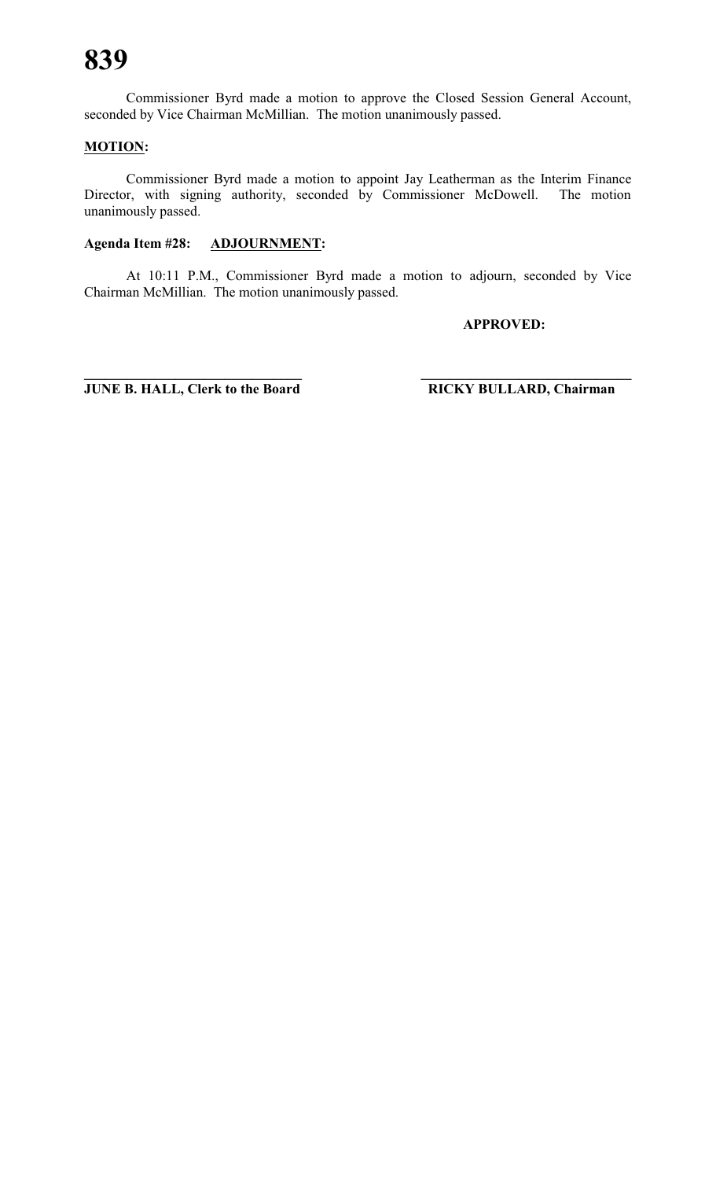Commissioner Byrd made a motion to approve the Closed Session General Account, seconded by Vice Chairman McMillian. The motion unanimously passed.

**MOTION:**

Commissioner Byrd made a motion to appoint Jay Leatherman as the Interim Finance Director, with signing authority, seconded by Commissioner McDowell. The motion unanimously passed.

**Agenda Item #28: ADJOURNMENT:**

At 10:11 P.M., Commissioner Byrd made a motion to adjourn, seconded by Vice Chairman McMillian. The motion unanimously passed.

**APPROVED:**

_____________________________ _____________________________

**JUNE B. HALL, Clerk to the Board** **RICKY BULLARD, Chairman**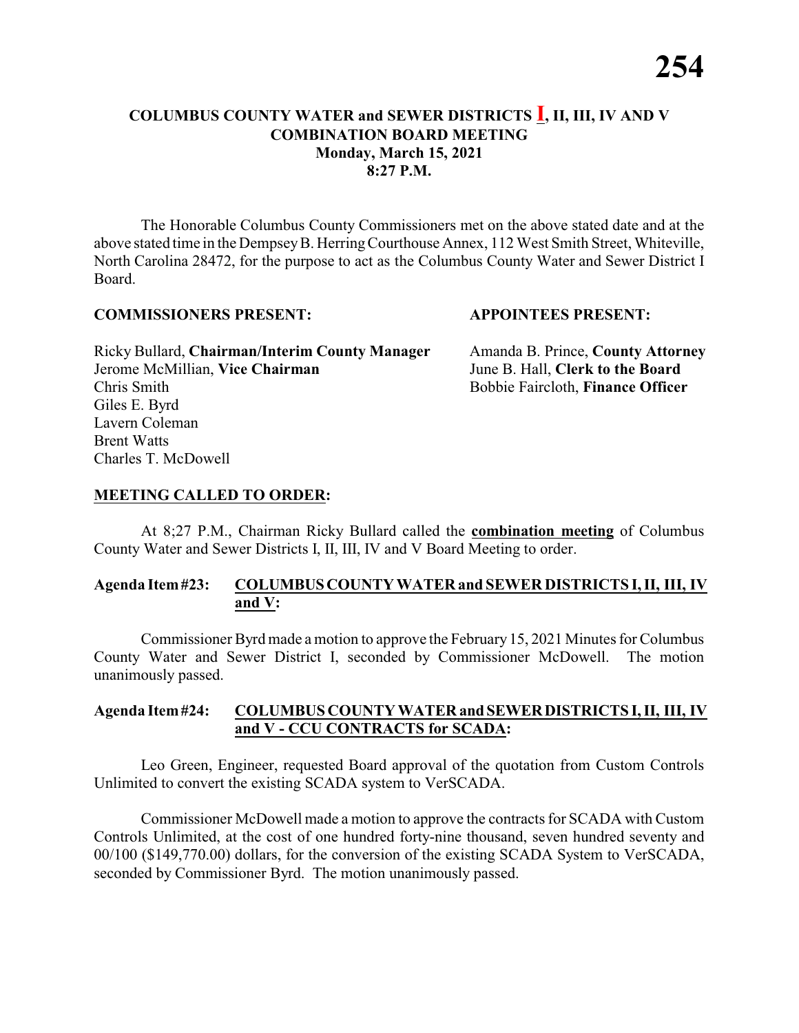# COLUMBUS COUNTY WATER and SEWER DISTRICTS I, II, III, IV AND V COMBINATION BOARD MEETING
**Monday, March 15, 2021**
**8:27 P.M.**

The Honorable Columbus County Commissioners met on the above stated date and at the above stated time in the Dempsey B. Herring Courthouse Annex, 112 West Smith Street, Whiteville, North Carolina 28472, for the purpose to act as the Columbus County Water and Sewer District I Board.

**COMMISSIONERS PRESENT:**

Ricky Bullard, **Chairman/Interim County Manager**
Jerome McMillian, **Vice Chairman**
Chris Smith
Giles E. Byrd
Lavern Coleman
Brent Watts
Charles T. McDowell

**APPOINTEES PRESENT:**

Amanda B. Prince, **County Attorney**
June B. Hall, **Clerk to the Board**
Bobbie Faircloth, **Finance Officer**

## MEETING CALLED TO ORDER:

At 8;27 P.M., Chairman Ricky Bullard called the **combination meeting** of Columbus County Water and Sewer Districts I, II, III, IV and V Board Meeting to order.

### Agenda Item #23: COLUMBUS COUNTY WATER and SEWER DISTRICTS I, II, III, IV and V:

Commissioner Byrd made a motion to approve the February 15, 2021 Minutes for Columbus County Water and Sewer District I, seconded by Commissioner McDowell. The motion unanimously passed.

### Agenda Item #24: COLUMBUS COUNTY WATER and SEWER DISTRICTS I, II, III, IV and V - CCU CONTRACTS for SCADA:

Leo Green, Engineer, requested Board approval of the quotation from Custom Controls Unlimited to convert the existing SCADA system to VerSCADA.

Commissioner McDowell made a motion to approve the contracts for SCADA with Custom Controls Unlimited, at the cost of one hundred forty-nine thousand, seven hundred seventy and 00/100 ($149,770.00) dollars, for the conversion of the existing SCADA System to VerSCADA, seconded by Commissioner Byrd. The motion unanimously passed.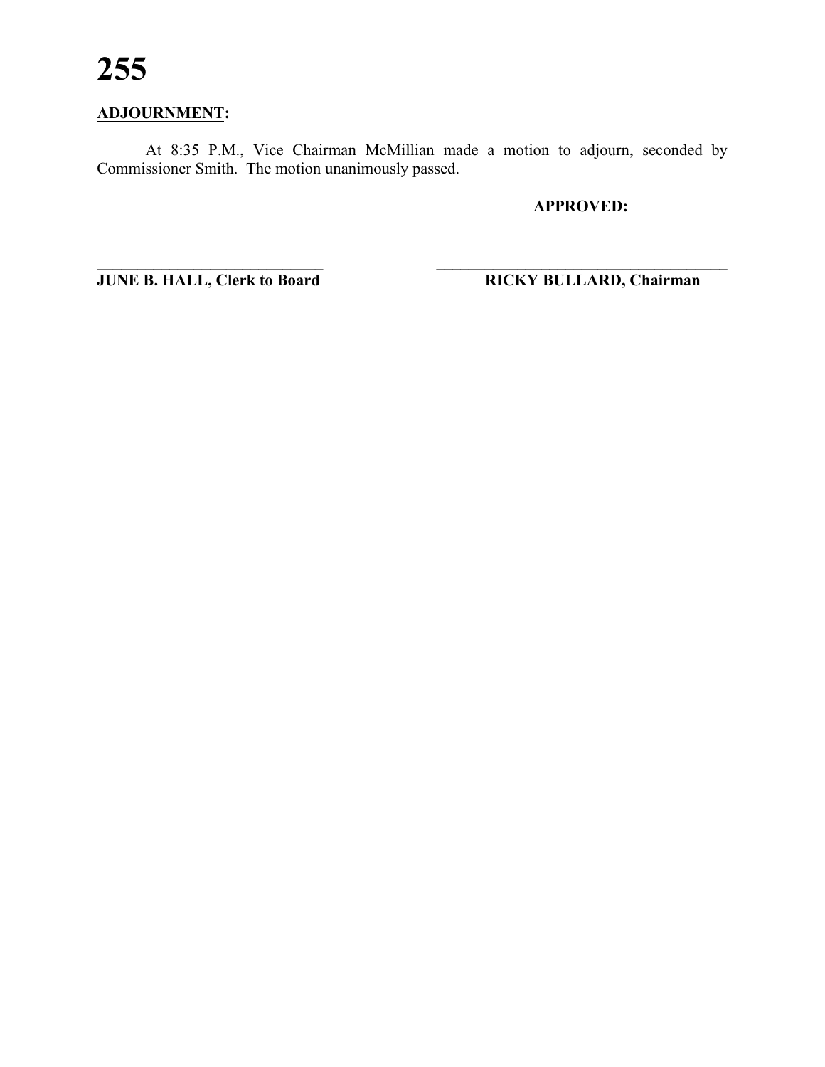**ADJOURNMENT:**

At 8:35 P.M., Vice Chairman McMillian made a motion to adjourn, seconded by Commissioner Smith. The motion unanimously passed.

**APPROVED:**

| | |
|---|---|
| ______________________________ | ______________________________ |
| **JUNE B. HALL, Clerk to Board** | **RICKY BULLARD, Chairman** |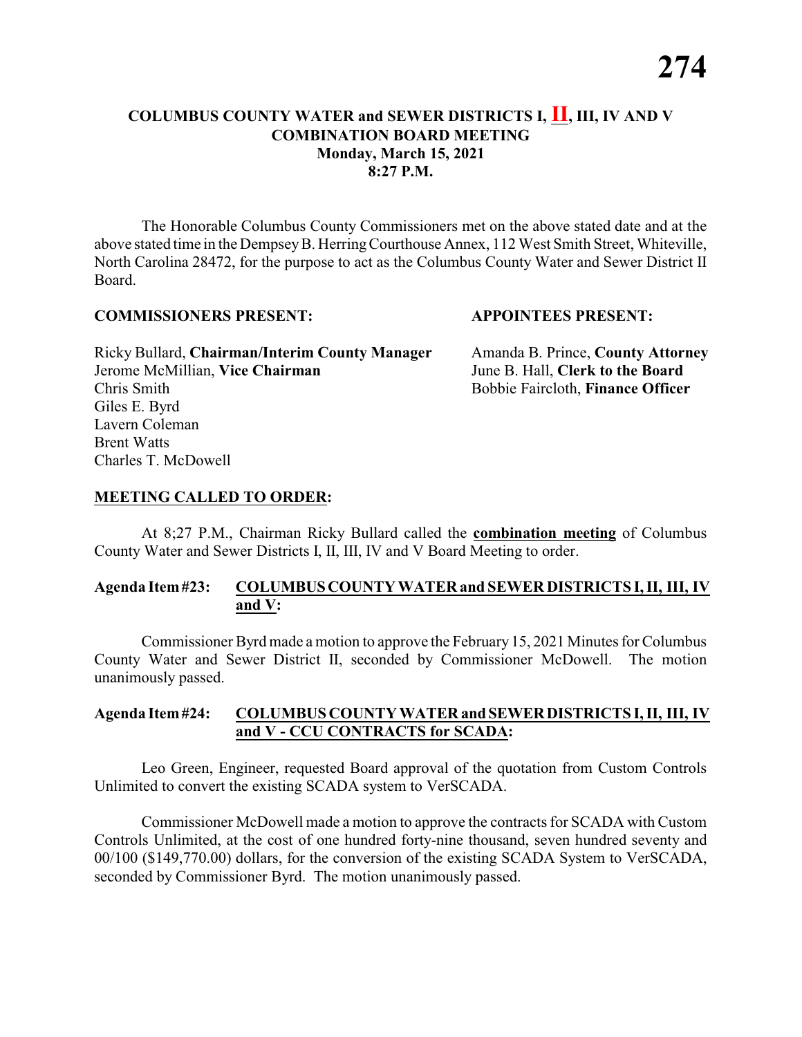# COLUMBUS COUNTY WATER and SEWER DISTRICTS I, **II**, III, IV AND V
## COMBINATION BOARD MEETING
### Monday, March 15, 2021
### 8:27 P.M.

The Honorable Columbus County Commissioners met on the above stated date and at the above stated time in the Dempsey B. Herring Courthouse Annex, 112 West Smith Street, Whiteville, North Carolina 28472, for the purpose to act as the Columbus County Water and Sewer District II Board.

**COMMISSIONERS PRESENT:**

Ricky Bullard, **Chairman/Interim County Manager**
Jerome McMillian, **Vice Chairman**
Chris Smith
Giles E. Byrd
Lavern Coleman
Brent Watts
Charles T. McDowell

**APPOINTEES PRESENT:**

Amanda B. Prince, **County Attorney**
June B. Hall, **Clerk to the Board**
Bobbie Faircloth, **Finance Officer**

**MEETING CALLED TO ORDER:**

At 8;27 P.M., Chairman Ricky Bullard called the **combination meeting** of Columbus County Water and Sewer Districts I, II, III, IV and V Board Meeting to order.

**Agenda Item #23: COLUMBUS COUNTY WATER and SEWER DISTRICTS I, II, III, IV and V:**

Commissioner Byrd made a motion to approve the February 15, 2021 Minutes for Columbus County Water and Sewer District II, seconded by Commissioner McDowell. The motion unanimously passed.

**Agenda Item #24: COLUMBUS COUNTY WATER and SEWER DISTRICTS I, II, III, IV and V - CCU CONTRACTS for SCADA:**

Leo Green, Engineer, requested Board approval of the quotation from Custom Controls Unlimited to convert the existing SCADA system to VerSCADA.

Commissioner McDowell made a motion to approve the contracts for SCADA with Custom Controls Unlimited, at the cost of one hundred forty-nine thousand, seven hundred seventy and 00/100 ($149,770.00) dollars, for the conversion of the existing SCADA System to VerSCADA, seconded by Commissioner Byrd. The motion unanimously passed.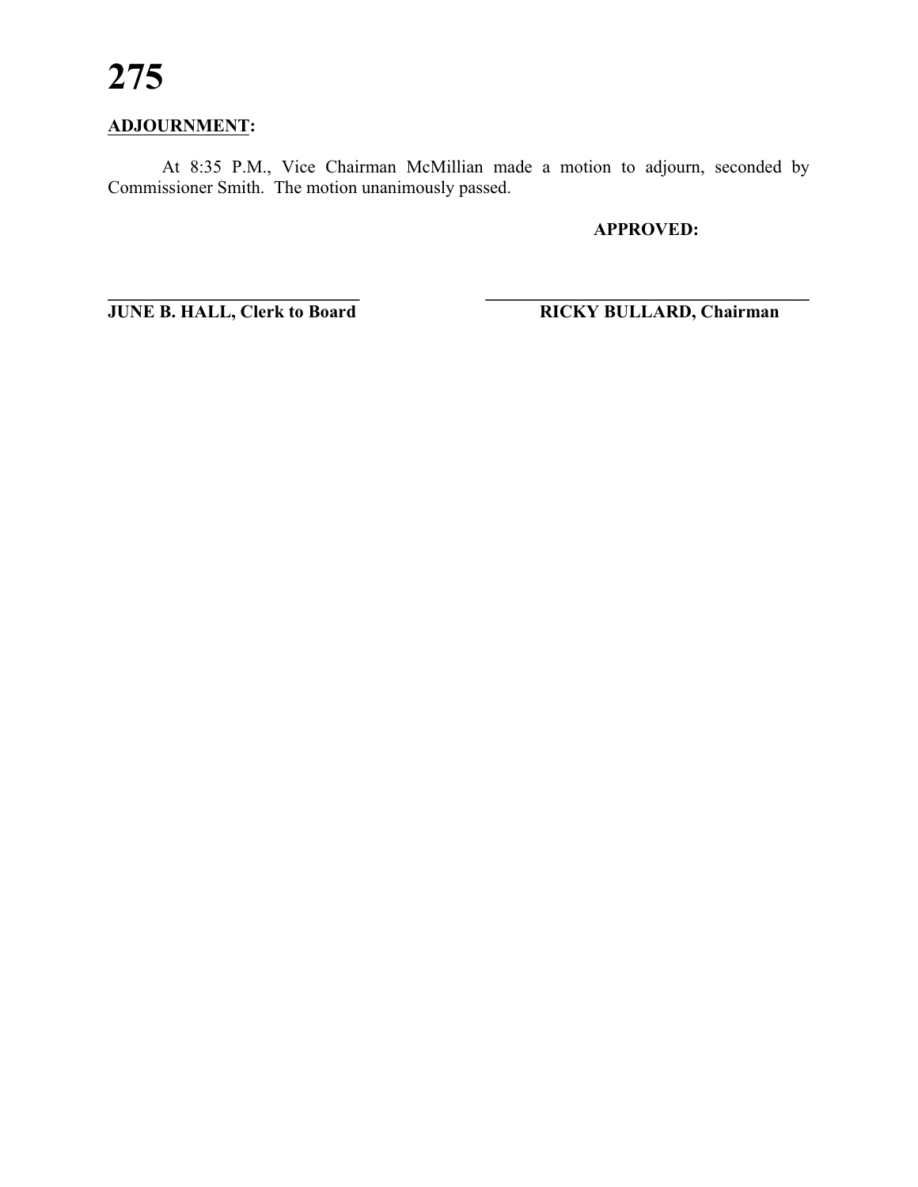**ADJOURNMENT:**

At 8:35 P.M., Vice Chairman McMillian made a motion to adjourn, seconded by Commissioner Smith. The motion unanimously passed.

**APPROVED:**

\_\_\_\_\_\_\_\_\_\_\_\_\_\_\_\_\_\_\_\_\_\_\_\_\_\_\_\_ \_\_\_\_\_\_\_\_\_\_\_\_\_\_\_\_\_\_\_\_\_\_\_\_\_\_\_\_\_\_\_\_\_\_\_\_

**JUNE B. HALL, Clerk to Board** **RICKY BULLARD, Chairman**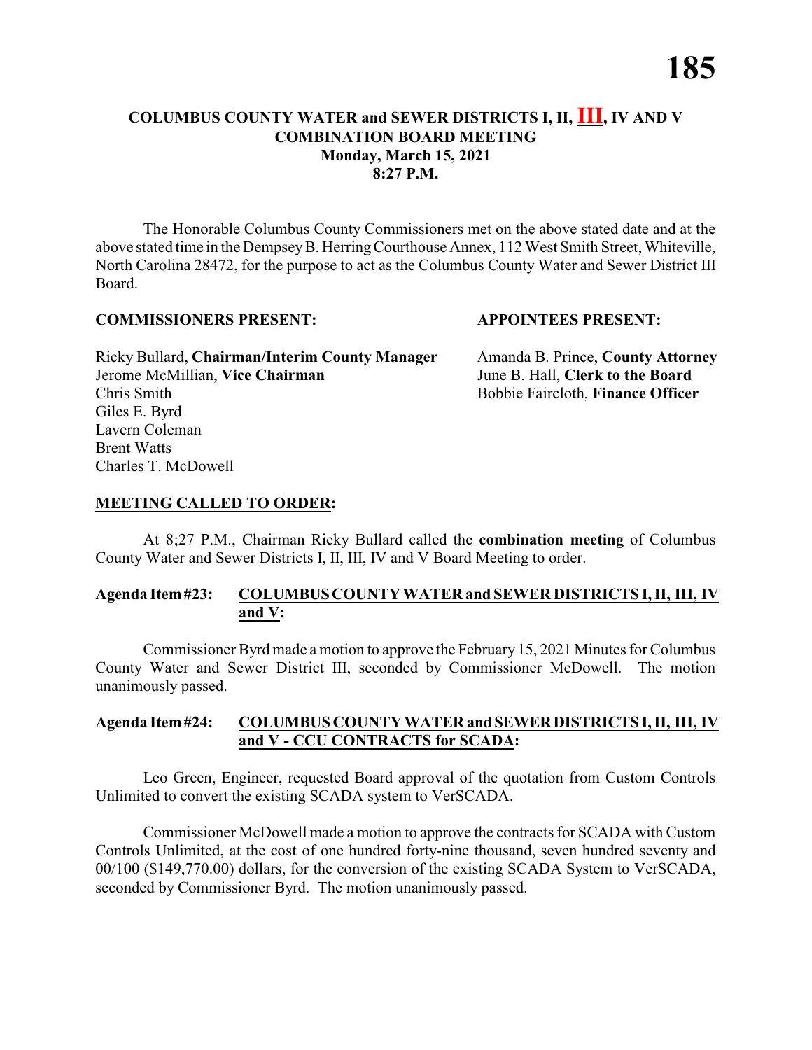# COLUMBUS COUNTY WATER and SEWER DISTRICTS I, II, III, IV AND V COMBINATION BOARD MEETING
## Monday, March 15, 2021
## 8:27 P.M.

The Honorable Columbus County Commissioners met on the above stated date and at the above stated time in the Dempsey B. Herring Courthouse Annex, 112 West Smith Street, Whiteville, North Carolina 28472, for the purpose to act as the Columbus County Water and Sewer District III Board.

**COMMISSIONERS PRESENT:**

Ricky Bullard, **Chairman/Interim County Manager**
Jerome McMillian, **Vice Chairman**
Chris Smith
Giles E. Byrd
Lavern Coleman
Brent Watts
Charles T. McDowell

**APPOINTEES PRESENT:**

Amanda B. Prince, **County Attorney**
June B. Hall, **Clerk to the Board**
Bobbie Faircloth, **Finance Officer**

**MEETING CALLED TO ORDER:**

At 8;27 P.M., Chairman Ricky Bullard called the **combination meeting** of Columbus County Water and Sewer Districts I, II, III, IV and V Board Meeting to order.

**Agenda Item #23: COLUMBUS COUNTY WATER and SEWER DISTRICTS I, II, III, IV and V:**

Commissioner Byrd made a motion to approve the February 15, 2021 Minutes for Columbus County Water and Sewer District III, seconded by Commissioner McDowell. The motion unanimously passed.

**Agenda Item #24: COLUMBUS COUNTY WATER and SEWER DISTRICTS I, II, III, IV and V - CCU CONTRACTS for SCADA:**

Leo Green, Engineer, requested Board approval of the quotation from Custom Controls Unlimited to convert the existing SCADA system to VerSCADA.

Commissioner McDowell made a motion to approve the contracts for SCADA with Custom Controls Unlimited, at the cost of one hundred forty-nine thousand, seven hundred seventy and 00/100 ($149,770.00) dollars, for the conversion of the existing SCADA System to VerSCADA, seconded by Commissioner Byrd. The motion unanimously passed.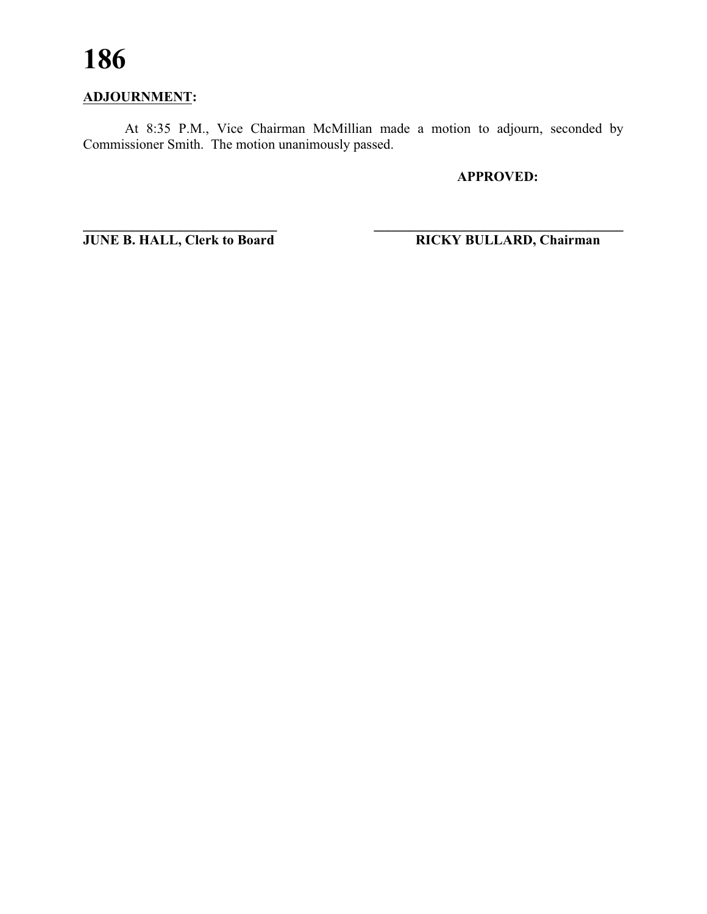**ADJOURNMENT:**

At 8:35 P.M., Vice Chairman McMillian made a motion to adjourn, seconded by Commissioner Smith. The motion unanimously passed.

**APPROVED:**

\_\_\_\_\_\_\_\_\_\_\_\_\_\_\_\_\_\_\_\_\_\_\_\_\_\_\_\_\_\_
**JUNE B. HALL, Clerk to Board**

\_\_\_\_\_\_\_\_\_\_\_\_\_\_\_\_\_\_\_\_\_\_\_\_\_\_\_\_\_\_
**RICKY BULLARD, Chairman**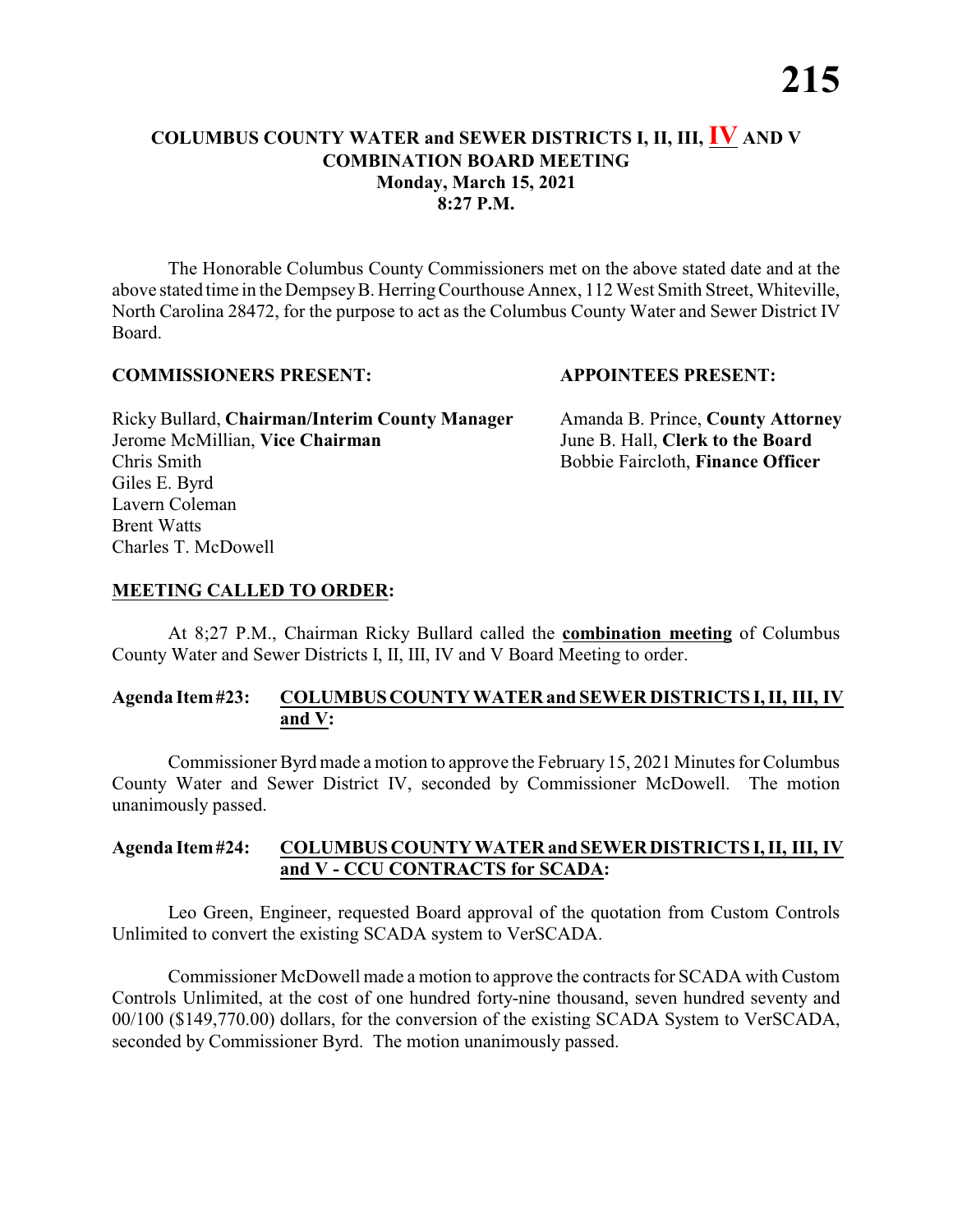# COLUMBUS COUNTY WATER and SEWER DISTRICTS I, II, III, IV AND V COMBINATION BOARD MEETING

**Monday, March 15, 2021**
**8:27 P.M.**

The Honorable Columbus County Commissioners met on the above stated date and at the above stated time in the Dempsey B. Herring Courthouse Annex, 112 West Smith Street, Whiteville, North Carolina 28472, for the purpose to act as the Columbus County Water and Sewer District IV Board.

**COMMISSIONERS PRESENT:**

Ricky Bullard, **Chairman/Interim County Manager**
Jerome McMillian, **Vice Chairman**
Chris Smith
Giles E. Byrd
Lavern Coleman
Brent Watts
Charles T. McDowell

**APPOINTEES PRESENT:**

Amanda B. Prince, **County Attorney**
June B. Hall, **Clerk to the Board**
Bobbie Faircloth, **Finance Officer**

**MEETING CALLED TO ORDER:**

At 8;27 P.M., Chairman Ricky Bullard called the **combination meeting** of Columbus County Water and Sewer Districts I, II, III, IV and V Board Meeting to order.

**Agenda Item #23: COLUMBUS COUNTY WATER and SEWER DISTRICTS I, II, III, IV and V:**

Commissioner Byrd made a motion to approve the February 15, 2021 Minutes for Columbus County Water and Sewer District IV, seconded by Commissioner McDowell. The motion unanimously passed.

**Agenda Item #24: COLUMBUS COUNTY WATER and SEWER DISTRICTS I, II, III, IV and V - CCU CONTRACTS for SCADA:**

Leo Green, Engineer, requested Board approval of the quotation from Custom Controls Unlimited to convert the existing SCADA system to VerSCADA.

Commissioner McDowell made a motion to approve the contracts for SCADA with Custom Controls Unlimited, at the cost of one hundred forty-nine thousand, seven hundred seventy and 00/100 ($149,770.00) dollars, for the conversion of the existing SCADA System to VerSCADA, seconded by Commissioner Byrd. The motion unanimously passed.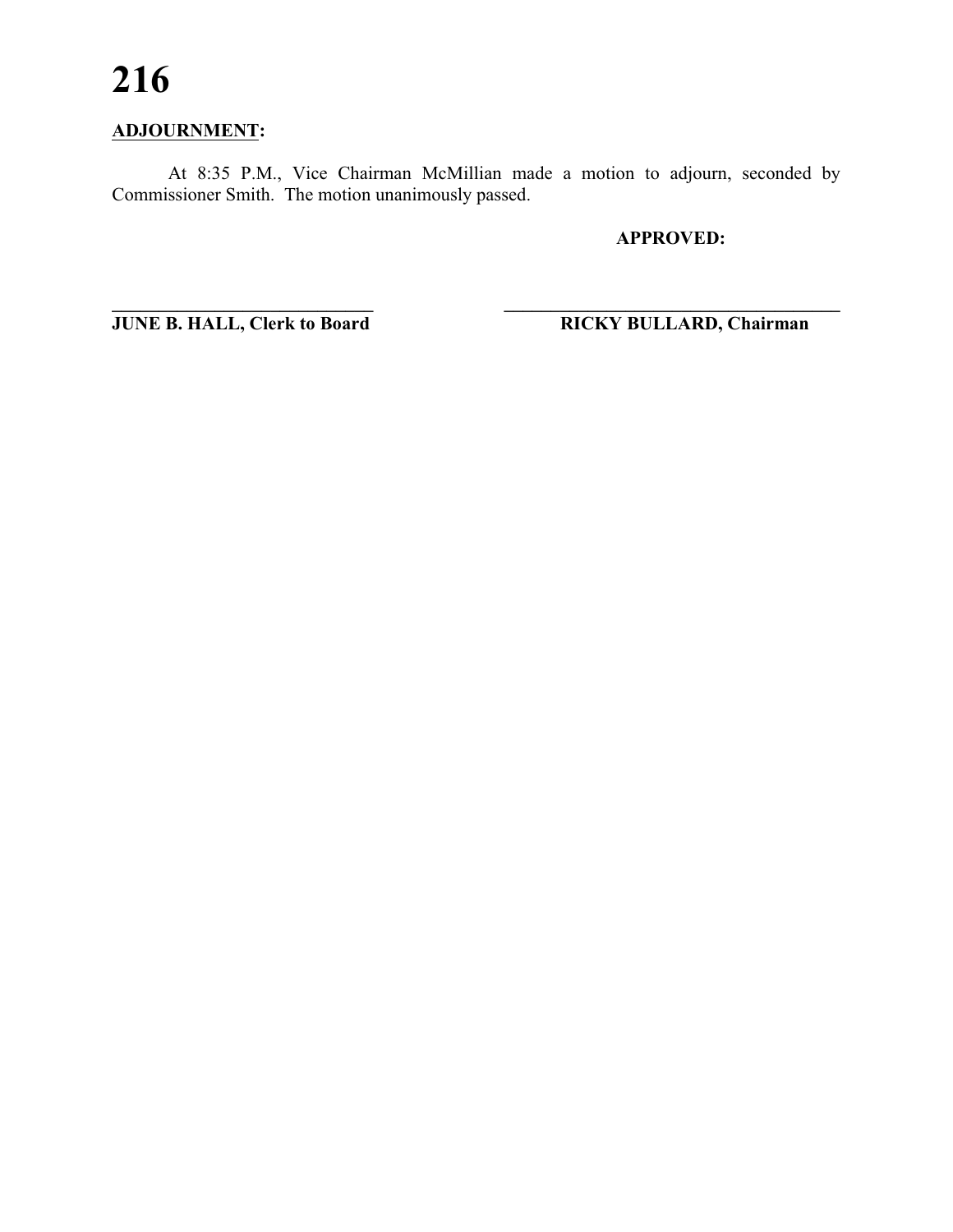**ADJOURNMENT:**

At 8:35 P.M., Vice Chairman McMillian made a motion to adjourn, seconded by Commissioner Smith. The motion unanimously passed.

**APPROVED:**

______________________________ ______________________________

**JUNE B. HALL, Clerk to Board** **RICKY BULLARD, Chairman**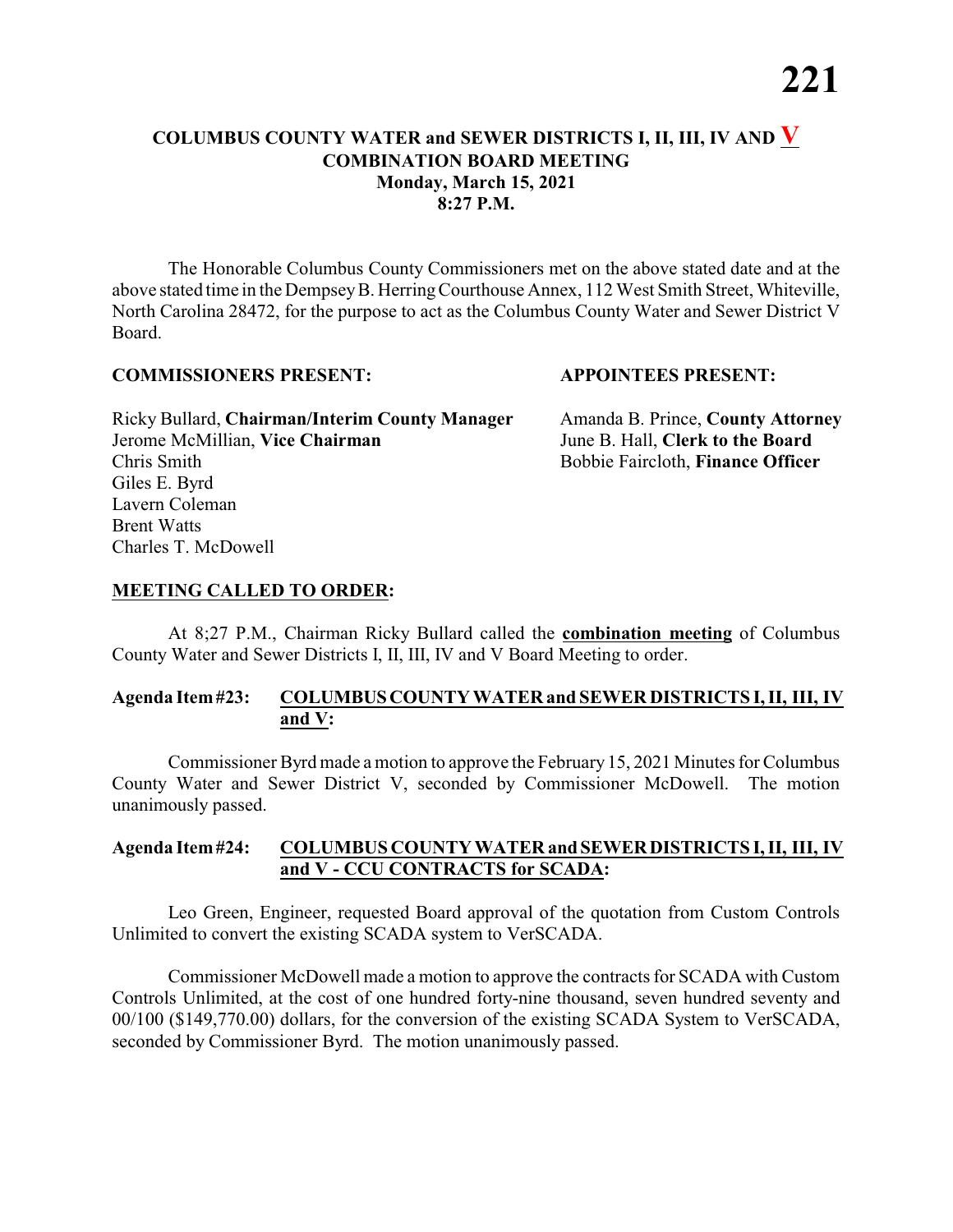# COLUMBUS COUNTY WATER and SEWER DISTRICTS I, II, III, IV AND V
## COMBINATION BOARD MEETING
### Monday, March 15, 2021
### 8:27 P.M.

The Honorable Columbus County Commissioners met on the above stated date and at the above stated time in the Dempsey B. Herring Courthouse Annex, 112 West Smith Street, Whiteville, North Carolina 28472, for the purpose to act as the Columbus County Water and Sewer District V Board.

**COMMISSIONERS PRESENT:**

Ricky Bullard, **Chairman/Interim County Manager**
Jerome McMillian, **Vice Chairman**
Chris Smith
Giles E. Byrd
Lavern Coleman
Brent Watts
Charles T. McDowell

**APPOINTEES PRESENT:**

Amanda B. Prince, **County Attorney**
June B. Hall, **Clerk to the Board**
Bobbie Faircloth, **Finance Officer**

**MEETING CALLED TO ORDER:**

At 8;27 P.M., Chairman Ricky Bullard called the **combination meeting** of Columbus County Water and Sewer Districts I, II, III, IV and V Board Meeting to order.

**Agenda Item #23: COLUMBUS COUNTY WATER and SEWER DISTRICTS I, II, III, IV and V:**

Commissioner Byrd made a motion to approve the February 15, 2021 Minutes for Columbus County Water and Sewer District V, seconded by Commissioner McDowell. The motion unanimously passed.

**Agenda Item #24: COLUMBUS COUNTY WATER and SEWER DISTRICTS I, II, III, IV and V - CCU CONTRACTS for SCADA:**

Leo Green, Engineer, requested Board approval of the quotation from Custom Controls Unlimited to convert the existing SCADA system to VerSCADA.

Commissioner McDowell made a motion to approve the contracts for SCADA with Custom Controls Unlimited, at the cost of one hundred forty-nine thousand, seven hundred seventy and 00/100 ($149,770.00) dollars, for the conversion of the existing SCADA System to VerSCADA, seconded by Commissioner Byrd. The motion unanimously passed.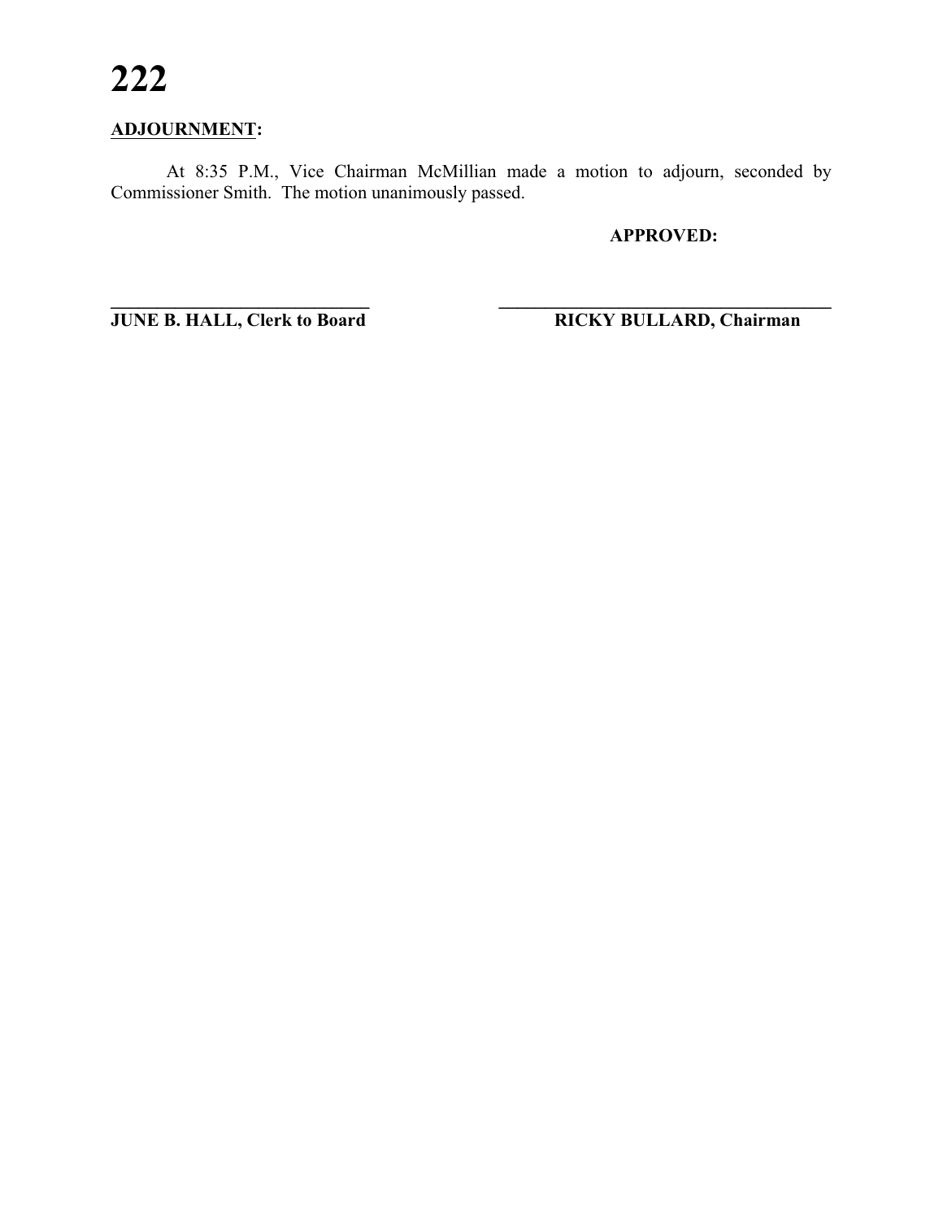**ADJOURNMENT:**

At 8:35 P.M., Vice Chairman McMillian made a motion to adjourn, seconded by Commissioner Smith. The motion unanimously passed.

**APPROVED:**

| | |
|---|---|
| ______________________________ | ______________________________ |
| **JUNE B. HALL, Clerk to Board** | **RICKY BULLARD, Chairman** |